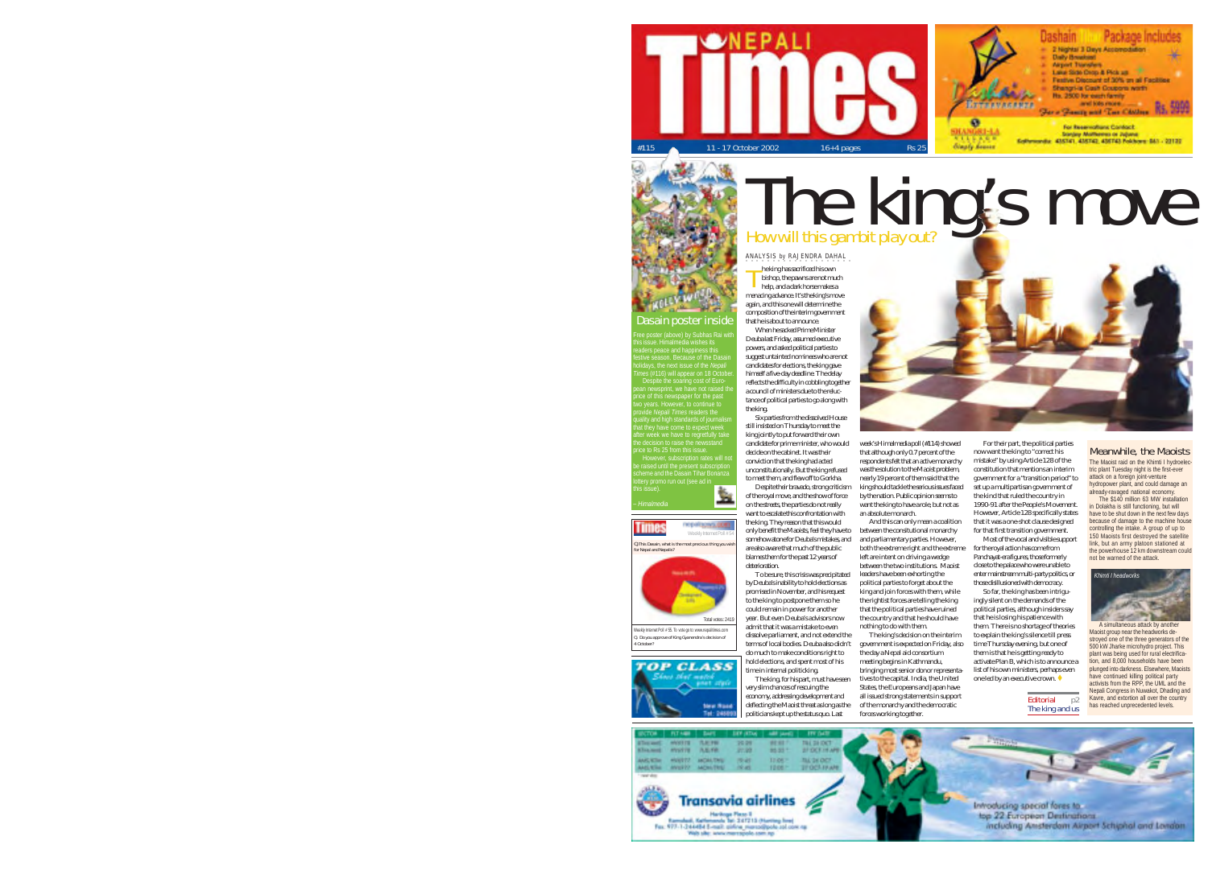# NEPALI Times

#115 | 11 - 17 October 2002 | 16+4 pages | Rs 25

Dashain Package Includes
- 2 Nights/ 3 Days Accomodation
- Daily Breakfast
- Airport Transfers
- Lake Side Drop & Pick up
- Festive Discount of 30% on all Facilities
- Shangri-la Cash Coupons worth Rs. 2500 for each family and lots more.......

For a Family with Two Children Rs. 5999

SHANGRI-LA VILLAGE Simply heaven

For Reservations Contact: Sanjay Malhotra or Jajana
Kathmandu: 435741, 435742, 435743 Pokhara: 061 - 22122

## Dasain poster inside

Free poster (above) by Subhas Rai with this issue. Himalmedia wishes its readers peace and happiness this festive season. Because of the Dasain holidays, the next issue of the *Nepali Times* (#116) will appear on 18 October.

Despite the soaring cost of European newsprint, we have not raised the price of this newspaper for the past two years. However, to continue to provide *Nepali Times* readers the quality and high standards of journalism that they have come to expect week after week we have to regretfully take the decision to raise the newsstand price to Rs 25 from this issue.

However, subscription rates will not be raised until the present subscription scheme and the Dasain Tihar Bonanza lottery promo run out (see ad in this issue).

*– Himalmedia*

Weekly Internet Poll # 54

Q. This Dasain, what is the most precious thing you wish for Nepal and Nepalis?

Total votes: 2419

Weekly Internet Poll # 55. To vote go to: www.nepalitimes.com
Q. Do you approve of King Gyanendra's decision of 4 October?

# The king's move

## How will this gambit play out?

ANALYSIS by RAJENDRA DAHAL

The king has sacrificed his own bishop, the pawns are not much help, and a dark horse makes a menacing advance. It's the king's move again, and this one will determine the composition of the interim government that he is about to announce.

When he sacked Prime Minister Deuba last Friday, assumed executive powers, and asked political parties to suggest untainted nominees who are not candidates for elections, the king gave himself a five-day deadline. The delay reflects the difficulty in cobbling together a council of ministers due to the reluctance of political parties to go along with the king.

Six parties from the dissolved House still insisted on Thursday to meet the king jointly to put forward their own candidate for prime minister, who would decide on the cabinet. It was their conviction that the king had acted unconstitutionally. But the king refused to meet them, and flew off to Gorkha.

Despite their bravado, strong criticism of the royal move, and the show of force on the streets, the parties do not really want to escalate this confrontation with the king. They reason that this would only benefit the Maoists, feel they have to somehow atone for Deuba's mistakes, and are also aware that much of the public blames them for the past 12 years of deterioration.

To be sure, this crisis was precipitated by Deuba's inability to hold elections as promised in November, and his request to the king to postpone them so he could remain in power for another year. But even Deuba's advisors now admit that it was a mistake to even dissolve parliament, and not extend the terms of local bodies. Deuba also didn't do much to make conditions right to hold elections, and spent most of his time in internal politicking.

The king, for his part, must have seen very slim chances of rescuing the economy, addressing development and deflecting the Maoist threat as long as the politicians kept up the status quo. Last week's Himalmedia poll (#114) showed that although only 0.7 percent of the respondents felt that an active monarchy was the solution to the Maoist problem, nearly 19 percent of them said that the king should tackle the serious issues faced by the nation. Public opinion seems to want the king to have a role, but not as an absolute monarch.

And this can only mean a coalition between the constitutional monarchy and parliamentary parties. However, both the extreme right and the extreme left are intent on driving a wedge between the two institutions. Maoist leaders have been exhorting the political parties to forget about the king and join forces with them, while the rightist forces are telling the king that the political parties have ruined the country and that he should have nothing to do with them.

The king's decision on the interim government is expected on Friday, also the day a Nepal aid consortium meeting begins in Kathmandu, bringing most senior donor representatives to the capital. India, the United States, the Europeans and Japan have all issued strong statements in support of the monarchy and the democratic forces working together.

For their part, the political parties now want the king to "correct his mistake" by using Article 128 of the constitution that mentions an interim government for a "transition period" to set up a multipartisan government of the kind that ruled the country in 1990-91 after the People's Movement. However, Article 128 specifically states that it was a one-shot clause designed for that first transition government.

Most of the vocal and visible support for the royal action has come from Panchayat-era figures, those formerly close to the palace who were unable to enter mainstream multi-party politics, or those disillusioned with democracy.

So far, the king has been intriguingly silent on the demands of the political parties, although insiders say that he is losing his patience with them. There is no shortage of theories to explain the king's silence till press time Thursday evening, but one of them is that he is getting ready to activate Plan B, which is to announce a list of his own ministers, perhaps even one led by an executive crown. ♦

Editorial p2
The king and us

## Meanwhile, the Maoists

The Maoist raid on the Khimti I hydroelectric plant Tuesday night is the first-ever attack on a foreign joint-venture hydropower plant, and could damage an already-ravaged national economy.

The $140 million 63 MW installation in Dolakha is still functioning, but will have to be shut down in the next few days because of damage to the machine house controlling the intake. A group of up to 150 Maoists first destroyed the satellite link, but an army platoon stationed at the powerhouse 12 km downstream could not be warned of the attack.

*Khimti I headworks*

A simultaneous attack by another Maoist group near the headworks destroyed one of the three generators of the 500 kW Jharke microhydro project. This plant was being used for rural electrification, and 8,000 households have been plunged into darkness. Elsewhere, Maoists have continued killing political party activists from the RPP, the UML and the Nepali Congress in Nuwakot, Dhading and Kavre, and extortion all over the country has reached unprecedented levels.

TOP CLASS
Shoes that match your style
New Road
Tel: 245000

Transavia airlines
Heritage Plaza II
Kamaladi, Kathmandu Tel: 247215 (Hunting line)
Fax: 977-1-244484 E-mail: airline_marco@polo.col.com.np
Web site: www.marcopolo.com.np

Introducing special fares to top 22 European Destinations including Amsterdam Airport Schiphol and London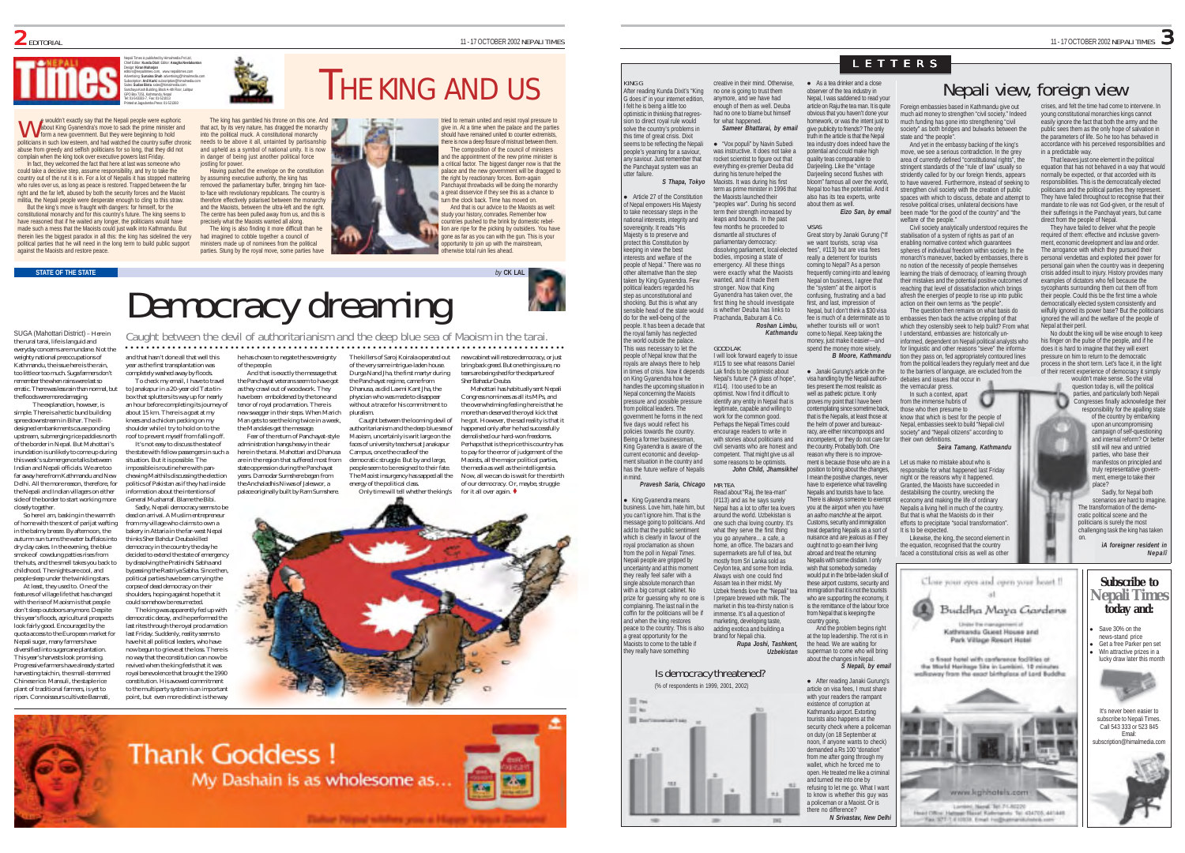# EDITORIAL

Nepali Times is published by Himalmedia Pvt Ltd, Chief Editor: Kunda Dixit Editor: Anagha Neelakantan
Design: Kiran Maharjan
editors@nepalitimes.com, www.nepalitimes.com
Advertising: Sunaina Shah advertising@himalmedia.com
Subscription: Anil Karki subscription@himalmedia.com
Sales: Sudan Bista sales@himalmedia.com
Sanchaya Kosh Building, Block A-4th Floor, Lalitpur
GPO Box 7251, Kathmandu, Nepal
Tel: 01-543333-7, Fax: 01-521013
Printed at Jagadamba Press 01-521393

# THE KING AND US

We wouldn't exactly say that the Nepali people were euphoric about King Gyanendra's move to sack the prime minister and form a new government. But they were beginning to hold politicians in such low esteem, and had watched the country suffer chronic abuse from greedy and selfish politicians for so long, that they did not complain when the king took over executive powers last Friday.

In fact, they welcomed the fact that here at last was someone who could take a decisive step, assume responsibility, and try to take the country out of the rut it is in. For a lot of Nepalis it has stopped mattering who rules over us, as long as peace is restored. Trapped between the far right and the far left, abused by both the security forces and the Maoist militia, the Nepali people were desperate enough to cling to this straw.

But the king's move is fraught with dangers: for himself, for the constitutional monarchy and for this country's future. The king seems to have reasoned that if he waited any longer, the politicians would have made such a mess that the Maoists could just walk into Kathmandu. But therein lies the biggest paradox in all this: the king has sidelined the very political parties that he will need in the long term to build public support against the Maoists and restore peace.

The king has gambled his throne on this one. And that act, by its very nature, has dragged the monarchy into the political muck. A constitutional monarchy needs to be above it all, untainted by partisanship and upheld as a symbol of national unity. It is now in danger of being just another political force jostling for power.

Having pushed the envelope on the constitution by assuming executive authority, the king has removed the parliamentary buffer, bringing him face-to-face with revolutionary republicans. The country is therefore effectively polarised between the monarchy and the Maoists, between the ultra-left and the right. The centre has been pulled away from us, and this is precisely what the Maoists wanted all along.

The king is also finding it more difficult than he had imagined to cobble together a council of ministers made up of nominees from the political parties. Stung by the royal move, some parties have tried to remain united and resist royal pressure to give in. At a time when the palace and the parties should have remained united to counter extremists, there is now a deep fissure of mistrust between them.

The composition of the council of ministers and the appointment of the new prime minister is a critical factor. The biggest danger now is that the palace and the new government will be dragged to the right by reactionary forces. Born-again Panchayat throwbacks will be doing the monarchy a great disservice if they see this as a chance to turn the clock back. Time has moved on.

And that is our advice to the Maoists as well: study your history, comrades. Remember how countries pushed to the brink by domestic rebellion are ripe for the picking by outsiders. You have gone as far as you can with the gun. This is your opportunity to join up with the mainstream, otherwise total ruin lies ahead.

## STATE OF THE STATE

*by* **CK LAL**

# Democracy dreaming

*Caught between the devil of authoritarianism and the deep blue sea of Maoism in the tarai.*

SUGA (Mahottari District) - Here in the rural tarai, life is languid and everyday concerns are mundane. Not the weighty national preoccupations of Kathmandu, the issue here is the rain, too little or too much. Sugal farmers don't remember the when rains were last so erratic. There was less rain than normal, but the floods were more damaging.

The explanation, however, is simple. There is a hectic bund building spree downstream in Bihar. The ill-designed embankments cause ponding upstream, submerging rice paddies north of the border in Nepal. But Mahottari's inundation is unlikely to come up during this week's submergence talks between Indian and Nepali officials. We are too far away here from Kathmandu and New Delhi. All the more reason, therefore, for the Nepali and Indian villagers on either side of the border to start working more closely together.

So here I am, basking in the warmth of home with the scent of parijat wafting in the balmy breeze. By afternoon, the autumn sun turns the water buffalos into dry clay cakes. In the evening, the blue smoke of cowdung patties rises from the huts, and the smell takes you back to childhood. The nights are cool, and people sleep under the twinkling stars.

At least, they used to. One of the features of village life that has changed with the rise of Maoism is that people don't sleep outdoors anymore. Despite this year's floods, agricultural prospects look fairly good. Encouraged by the quota access to the European market for Nepali sugar, many farmers have diversified into sugarcane plantation. This year's harvests look promising. Progressive farmers have already started harvesting taichin, the small-stemmed Chinese rice. Mansuli, the staple rice plant of traditional farmers, is yet to ripen. Connoisseurs cultivate Basmati, and that hasn't done all that well this year as the first transplantation was completely washed away by floods.

To check my email, I have to travel to Janakpur in a 20-year old Tata tin-box that splutters its way up for nearly an hour before completing its journey of about 15 km. There is a goat at my knees and a chicken pecking on my shoulder while I try to hold on to the roof to prevent myself from falling off.

It's not easy to discuss the state of the state with fellow passengers in such a situation. But it is possible. The impossible is routine here with pan-chewing Maithils discussing the election politics of Pakistan as if they had inside information about the intentions of General Musharraf. Blame the Bibi.

Sadly, Nepali democracy seems to be dead on arrival. A Muslim entrepreneur from my village who claims to own a bakery in Attaria in the far-west Nepal thinks Sher Bahadur Deuba killed democracy in the country the day he decided to extend the state of emergency by dissolving the Pratinidhi Sabha and bypassing the Rastriya Sabha. Since then, political parties have been carrying the corpse of dead democracy on their shoulders, hoping against hope that it could somehow be resurrected.

The king was apparently fed up with democratic decay, and he performed the last rites through the royal proclamation last Friday. Suddenly, reality seems to have hit all political leaders, who have now begun to grieve at the loss. There is no way that the constitution can now be revived when the king feels that it was royal benevolence that brought the 1990 constitution. His avowed commitment to the multiparty system is an important point, but even more distinct is the way he has chosen to negate the sovereignty of the people.

And that is exactly the message that the Panchayat veterans seem to have got as they crawl out of woodwork. They have been emboldened by the tone and tenor of royal proclamation. There is new swagger in their steps. When Marich Man gets to see the king twice in a week, the Mandales get the message.

Fear of the return of Panchayat-style administration hangs heavy in the air here in the tarai. Mahottari and Dhanusa are in the region that suffered most from state oppression during the Panchayat years. Damodar Sumshere began from the Anchaladhis Niwas of Jaleswor, a palace originally built by Ram Sumshere. The killers of Saroj Koirala operated out of the very same intrigue-laden house. Durga Nand Jha, the first martyr during the Panchayat era, came from Dhanusa, as did Laxmi Kant Jha, the physician who was made to disappear without a trace for his commitment to pluralism.

Caught between the looming devil of authoritarianism and the deep blue sea of Maoism, uncertainty is writ large on the faces of university teachers at Janakpur Campus, once the cradle of the democratic struggle. But by and large, people seem to be resigned to their fate. The Maoist insurgency has sapped all the energy of the political class.

Only time will tell whether the king's new cabinet will restore democracy, or just bring back greed. But one thing is sure, no tears are being shed for the departure of Sher Bahadur Deuba.

Mahottari has habitually sent Nepali Congress nominees as all its MPs, and the overwhelming feeling here is that he more than deserved the royal kick that he got. However, the sad reality is that it happened only after he had successfully demolished our hard-won freedoms. Perhaps that is the price this country has to pay for the error of judgement of the Maoists, all the major political parties, the media as well as the intelligentsia. Now, all we can do is wait for the rebirth of our democracy. Or, maybe, struggle for it all over again. ♦

Thank Goddess !
My Dashain is as wholesome as...

Dabur Nepal wishes you a Happy Vijaya Dashami

# LETTERS

## KING G

After reading Kunda Dixit's "King G does it" in your internet edition, I felt he is being a little too optimistic in thinking that regression to direct royal rule would solve the country's problems in this time of great crisis. Dixit seems to be reflecting the Nepali people's yearning for a saviour, any saviour. Just remember that the Panchayat system was an utter failure.

***S Thapa, Tokyo***

● Article 27 of the Constitution of Nepal empowers His Majesty to take necessary steps in the national interests, integrity and sovereignty. It reads "His Majesty is to preserve and protect this Constitution by keeping in view the best interests and welfare of the people of Nepal." There was no other alternative than the step taken by King Gyanendra. Few political leaders regarded his step as unconstitutional and shocking. But this is what any sensible head of the state would do for the well-being of the people. It has been a decade that the royal family has neglected the world outside the palace. This was necessary to let the people of Nepal know that the royals are always there to help in times of crisis. Now it depends on King Gyanendra how he handles the upcoming situation in Nepal concerning the Maoists pressure and possible pressure from political leaders. The government he forms in the next five days would reflect his policies towards the country. Being a former businessman, King Gyanendra is aware of the current economic and development situation in the country and has the future welfare of Nepalis in mind.

***Pravesh Saria, Chicago***

● King Gyanendra means business. Love him, hate him, but you can't ignore him. That is the message going to politicians. And add to that the public sentiment which is clearly in favour of the royal proclamation as shown from the poll in *Nepali Times*. Nepali people are gripped by uncertainty and at this moment they really feel safer with a single absolute monarch than with a big corrupt cabinet. No prize for guessing why no one is complaining. The last nail in the coffin for the politicians will be if and when the king restores peace to the country. This is also a great opportunity for the Maoists to come to the table if they really have something creative in their mind. Otherwise, no one is going to trust them anymore, and we have had enough of them as well. Deuba had no one to blame but himself for what happened.

***Sameer Bhattarai, by email***

● "Vox populi" by Navin Subedi was instructive. It does not take a rocket scientist to figure out that everything ex-premier Deuba did during his tenure helped the Maoists. It was during his first term as prime minister in 1996 that the Maoists launched their "peoples war". During his second term their strength increased by leaps and bounds. In the past few months he proceeded to dismantle all structures of parliamentary democracy: dissolving parliament, local elected bodies, imposing a state of emergency. All these things were exactly what the Maoists wanted, and it made them stronger. Now that King Gyanendra has taken over, the first thing he should investigate is whether Deuba has links to Prachanda, Baburam & Co.

***Roshan Limbu, Kathmandu***

## GOOD LAK

I will look forward eagerly to issue #115 to see what reasons Daniel Lak finds to be optimistic about Nepal's future ("A glad of hope", #114). I too used to be an optimist. Now I find it difficult to identify any entity in Nepal that is legitimate, capable and willing to work for the common good. Perhaps the Nepali Times could encourage readers to write in with stories about politicians and civil servants who are honest and competent. That might give us all some reasons to be optimists.

***John Child, Jhamsikhel***

## MR TEA

Read about "Raj, the tea-man" (#113) and as he says surely Nepal has a lot to offer tea lovers around the world. Uzbekistan is one such chai loving country. It's what they serve the first thing you go anywhere… a cafe, a home, an office. The bazaars and supermarkets are full of tea, but mostly from Sri Lanka sold as Ceylon tea, and some from India. Always wish one could find Assam tea in their midst. My Uzbek friends love the "Nepali" tea I prepare brewed with milk. The market in this tea-thirsty nation is immense. It's all a question of marketing, developing taste, adding exotica and building a brand for Nepali chia.

***Rupa Joshi, Tashkent, Uzbekistan***

● As a tea drinker and a close observer of the tea industry in Nepal, I was saddened to read your article on Raju the tea man. It is quite obvious that you haven't done your homework, or was the intent just to give publicity to friends? The only truth in the article is that the Nepal tea industry does indeed have the potential and could make high quality teas comparable to Darjeeling. Like the "vintage Darjeeling second flushes with bloom" famous all over the world, Nepal too has the potential. And it also has its tea experts, write about them as well.

***Eizo San, by email***

## VISAS

Great story by Janaki Gurung ("If we want tourists, scrap visa fees", #113) but are visa fees really a deterrent for tourists coming to Nepal? As a person frequently coming into and leaving Nepal on business, I agree that the "system" at the airport is confusing, frustrating and a bad first, and last, impression of Nepal, but I don't think a $30 visa fee is much of a determinate as to whether tourists will or won't come to Nepal. Keep taking the money, just make it easier—and spend the money more wisely.

***B Moore, Kathmandu***

● Janaki Gurung's article on the visa handling by the Nepali authorities present the most realistic as well as pathetic picture. It only proves my point that I have been contemplating since sometime back, that is the Nepalis, at least those at the helm of power and bureaucracy, are either nincompoops and incompetent, or they do not care for the country. Probably both. One reason why there is no improvement is because those who are in a position to bring about the changes, I mean the positive changes, never have to experience what travelling Nepalis and tourists have to face. There is always someone to exempt you at the airport when you have an *aafno manchhe* at the airport. Customs, security and immigration treat departing Nepalis as a sort of nuisance and are jealous as if they ought not to go earn their living abroad and treat the returning Nepalis with some disdain. I only wish that somebody someday would put in the bribe-laden skull of these airport customs, security and immigration that it is not the tourists who are supporting the economy, it is the remittance of the labour force from Nepal that is keeping the country going.

And the problem begins right at the top leadership. The rot is in the head. We are waiting for superman to come who will bring about the changes in Nepal.

***S Nepali, by email***

● After reading Janaki Gurung's article on visa fees, I must share with your readers the rampant existence of corruption at Kathmandu airport. Extorting tourists also happens at the security check where a policeman on duty (on 18 September at noon, if anyone wants to check) demanded a Rs 100 "donation" from me after going through my wallet, which he forced me to open. He treated me like a criminal and turned me into one by refusing to let me go. What I want to know is whether this guy was a policeman or a Maoist. Or is there no difference?

***N Srivastav, New Delhi***

### Is democracy threatened?

(% of respondents in 1999, 2001, 2002)

Yes | No | Don't know/can't say

# Nepali view, foreign view

Foreign embassies based in Kathmandu give out much aid money to strengthen "civil society." Indeed much funding has gone into strengthening "civil society" as both bridges and bulwarks between the state and "the people".

And yet in the embassy backing of the king's move, we see a serious contradiction. In the grey area of currently defined "constitutional rights", the stringent standards of the "rule of law" usually so stridently called for by our foreign friends, appears to have wavered. Furthermore, instead of seeking to strengthen civil society with the creation of public spaces with which to discuss, debate and attempt to resolve political crises, unilateral decisions have been made "for the good of the country" and "the welfare of the people."

Civil society analytically understood requires the stabilisation of a system of rights as part of an enabling normative context which guarantees spheres of individual freedom within society. In the monarch's maneuver, backed by embassies, there is no notion of the necessity of people themselves learning the trials of democracy, of learning through their mistakes and the potential positive outcomes of reaching that level of dissatisfaction which brings affects the energies of people to rise up into public action on their own terms as "the people".

The question then remains on what basis do embassies then back the active crippling of that which they ostensibly seek to help build? From what I understand, embassies are: historically un-informed, dependent on Nepali political analysts who for linguistic and other reasons "sieve" the information they pass on, fed appropriately contoured lines from the political leaders they regularly meet and due to the barriers of language, are excluded from the debates and issues that occur in the vernacular press.

In such a context, apart from the immense hubris of those who then presume to know that which is best for the people of Nepal, embassies seek to build "Nepali civil society" and "Nepali citizens" according to their own definitions.

***Seira Tamang, Kathmandu***

Let us make no mistake about who is responsible for what happened last Friday night or the reasons why it happened. Granted, the Maoists have succeeded in destabilising the country, wrecking the economy and making the life of ordinary Nepalis a living hell in much of the country. But that is what the Maoists do in their efforts to precipitate "social transformation". It is to be expected.

Likewise, the king, the second element in the equation, recognised that the country faced a constitutional crisis as well as other crises, and felt the time had come to intervene. In young constitutional monarchies kings cannot easily ignore the fact that both the army and the public sees them as the only hope of salvation in the parameters of life. So he too has behaved in accordance with his perceived responsibilities and in a predictable way.

That leaves just one element in the political equation that has not behaved in a way that would normally be expected, or that accorded with its responsibilities. This is the democratically elected politicians and the political parties they represent. They have failed throughout to recognise that their mandate to rule was not God-given, or the result of their sufferings in the Panchayat years, but came direct from the people of Nepal.

They have failed to deliver what the people required of them: effective and inclusive government, economic development and law and order. The arrogance with which they pursued their personal vendettas and exploited their power for personal gain when the country was in deepening crisis added insult to injury. History provides many examples of dictators who fell because the sycophants surrounding them cut them off from their people. Could this be the first time a whole democratically elected system consistently and wilfully ignored its power base? But the politicians ignored the will and the welfare of the people of Nepal at their peril.

No doubt the king will be wise enough to keep his finger on the pulse of the people, and if he does it is hard to imagine that they will exert pressure on him to return to the democratic process in the short term. Let's face it, in the light of their recent experience of democracy it simply wouldn't make sense. So the vital question today is, will the political parties, and particularly both Nepali Congresses finally acknowledge their responsibility for the appalling state of the country by embarking upon an uncompromising campaign of self-questioning and internal reform? Or better still will new and untried parties, who base their manifestos on principled and truly representative government, emerge to take their place?

Sadly, for Nepal both scenarios are hard to imagine. The transformation of the democratic political scene and the politicians is surely the most challenging task the king has taken on.

***A foreigner resident in Nepal***

Close your eyes and open your heart !! at Buddha Maya Gardens
Under the management of Kathmandu Guest House and Park Village Resort Hotel
a finest hotel with conference facilities at the World Heritage Site in Lumbini, 10 minutes walkaway from the exact birthplace of Lord Buddha
www.kghhotels.com

## Subscribe to Nepali Times today and:

- Save 30% on the news-stand price
- Get a free Parker pen set
- Win attractive prizes in a lucky draw later this month

It's never been easier to subscribe to Nepali Times. Call 543 333 or 523 845
Email: subscription@himalmedia.com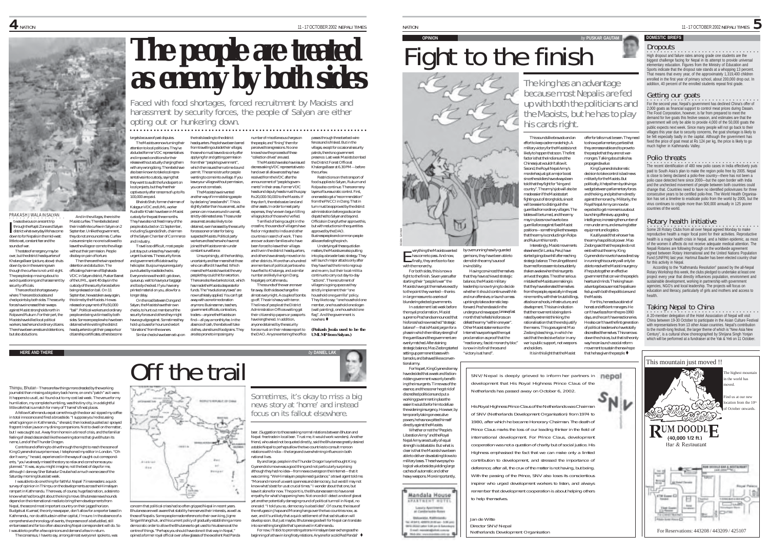# The people are treated as enemy by both sides

*Faced with food shortages, forced recruitment by Maoists and harassment by security forces, the people of Salyan are either opting out or hunkering down.*

PRAKASH JWALA IN SALYAN

It was obvious on a recent trip through the Rapti Zone and Salyan district what everyday life has come down to for Nepalis in the mid-west: little to eat, constant fear and the sounds of war.

The state of emergency may be over, but the district headquarters of Khalanga Bazar (picture, above) shuts down by six in the evening even though the curfew is not until eight. The people stop moving about to avoid questioning and harassment by security officials.

There are food shortages everywhere. There are blockades and checkpoints by both sides. The security forces have increased their sweeps against Maoist strongholds north in Rolpa and Rukum. For their part, the Maoists have killed local political workers, teachers and ordinary citizens. There have been arrests and detentions, but also abductions.

And in the villages, there is the Maoist curfew. The rebels declared their indefinite curfew in Salyan on 2 September. Unlike the government, they do not announce times. Curfew rules are simple: no one is allowed to leave the village or come to the village without their permission. People disobey on pain of torture.

Then there are the twin spectres of detention and abduction. The officiating chairman of Bajhakada VDC in Salyan district, Puskar Basnet of the UML, spent 40 days in the custody of the security forces before being released on bail. On 11 September, he was taken away again, this time by the Maoists. He was released on payment of Rs 50,000 "bail". Political workers and ordinary people are being victimised by both sides. Some are people who have been detained while visiting the district headquarters to get their passports or citizenship certificates, others become targets because of past disputes.

The Maoists are now turning their attention to local politicians. They've abducted former VDC representatives and imposed conditions for their release without actually charging them with any wrongdoing. The rebels have also been known to take local representatives into custody, saying that they want to audit the funds spent on local projects, but they free their captives only after ransoms of up to Rs 100,000 are paid.

Bhairab Shah, former chairman of Kalagaun VDC and UML worker Rudra Bir Khatri have been in Maoist custody for the past three months. They have also not freed many of the people abducted on 11 September, including Sugenda Shah, chairman of the Salyan Chamber of Commerce and Industry.

Travel is so difficult, most people just stay put unless they have really urgent business. The security forces and government officials travel by helicopter. Bus journeys are regularly punctuated by roadside checks. Everyone knows the drill: get down, queue up, wait to have your baggage and body checked. If you have any printed material on you, allow for a longer delay.

On the road between Dang and Salyan, the Maoists have their own checks, to hunt out members of the security forces and others they may have a grudge against. They hold up buses for hours and extort "donations" from the owners.

Similar checks have been set up on the trails leading to the district headquarters. People have been barred from travelling outside their villages; those who must leave do so only after applying for and getting permission from their "people's government", which then issues them a time-bound permit. The same is true for people wanting to come into a village. If you leave your village without permission, you cannot come back.

The Maoists have invented another way of immobilising people by declaring "area bandhs". This is slightly better than house arrest, as the person can move around in a small, strictly delineated area. Those under area arrest are also likely to be detained, even harassed by the security forces sooner or later for being suspected Maoists. Political party workers and teachers who have not joined the Maoists remain under constant surveillance.

Unsurprisingly, all the hardship, uncertainty and fear means that those who can afford it have fled. Which means the Maoists have lost the very people they could hit for extortion. There are so few left to loot, which has made the Maoists desperate for funds. The "revolutionary taxes" are now ruthlessly applied. You can't get away with a one-time donation anymore. Businessmen, teachers, government officials, contractors, traders—anyone the Maoists can find—all pay a monthly fee. In the absence of cash, the rebels will take clothes, utensils and foodgrains. They are also prone to imposing any number of miscellaneous charges on the people, and "fining" them for perceived transgressions. No one knows how the proceeds of these "collection drives" are used.

The Maoists have also issued decrees asking VDC representatives to hand over all allowances they have received from the VDC after the announcement of "people's governments" in their areas. Former VDC heads and deputy heads must thus pay Rs 20,000-50,000 to the Maoists. If they don't, the rebels seize land and other assets. In order to meet party expenses, they've even begun tilling village plots of those who've fled.

Terrified of being caught in the crossfire, thousands of villagers have fled or migrated to India and other countries in search of work. There are over a dozen families who have been forced to leave their villages and live in the district headquarters, and others have already moved on to other districts. More than a hundred are members of political parties who have fled to Khalanga, and a similar number are likely living in Dang, Nepalganj or Kathmandu.

The sounds of the war are never far away. Both sides exchange fire almost every night. A couple of bombs go off. The air is heavy with terror. The lines of people at the District Administration Office waiting to get their citizenship papers or passports have lengthened. In addition, anyone detained by the security forces must on their release report to the DAO. Anyone entering the office passes through three barbed-wire fences and is frisked. But in the villages, except for occasional security patrols, there is no government presence. Last week Maoists bombed the District Forest Office at Khalanga Bazar at 6.30 PM—before the curfew.

Restrictions on the transport of food supplies to Salyan, Rukum and Rolpa also continue. There are many layers of bureaucratic control. First, one needs to get a "recommendation" from the FNCCI in Dang. That in turn must be approved by the district administration before goods can be dispatched to Salyan and beyond. Officials in Dang further approve this, but with reductions in the quantities approved by the DAO. Businesspeople and common people alike are feeling the pinch.

Underlying all these quotidian matters, the Maoists are also putting into play a broader basic strategy. They will launch major attacks only after they have had the time to regroup and re-arm, but their local militia continue to carry out day-to-day "actions". The recruitment of villagers is going apace as they strictly implement their "one household one guerrilla" policy. They like to say: "one household one member, one household one slogan (wall painting), one household one flag". And the government is nowhere.

**(Prakash Jwala used to be the UML MP from Salyan.)**

---

HERE AND THERE *by* DANIEL LAK

# Off the trail

*Sometimes, it's okay to miss a big news story at 'home' and instead focus on its fallout elsewhere.*

Thimpu, Bhutan - There are few things more dreaded by the working journalist than missing a big story back home, on one's "patch" as it were. It happens to us all, as I found out to my cost last week. The venue for my humiliation, my complete humbling, was this tiny city, in a delightful little cafe that is a match for many of Thamel's finest places.

A fellow Kathmandu expat came through the door as I sipped my coffee in total innocence and fired a broadside. "I suppose you're discussing what's going on in Kathmandu," she said, then looked puzzled as I sprayed fragrant Indian java on my dining companions. Not to dwell on the matter, but I was caught out. Away from home in a time of crisis, and the familiar feeling of dread descended like the evening storms that give Bhutan its name, Land of the Thunder Dragon.

Contrite and offering to drive through the night to reach the scene of King Gyanendra's surprise move, I telephoned my editor in London. "Oh don't worry," he said, experienced in the ways of caught-out correspondents, "you've already missed the story so relax and come home as you planned." It was, as you might imagine, not the best of days for me, although I dare say Sher Bahadur Deuba had a much worse case of the Saturday morning blues last week.

I was able to do one thing for faithful *Nepali Times* readers: a quick survey of opinion in Thimpu on the developments across the Himalayan rampart in Kathmandu. There was, of course, huge fascination, a desire to know what had brought about the king's move. Bhutanese news hounds depend on the international media to bring them developments from Nepal, the second most important country on their jagged horizon. Budgets at Kuensel, the only newspaper, don't allow for a reporter based in Kathmandu, nor do attitudes in either capital, I'm sure. In the absence of a comprehensive chronology of events, the presence of a befuddled, still embarrassed and far too often absconding Nepal correspondent will do. So I was able to proffer a few opinions and demand a few in return.

The consensus, I have to say, among almost everyone I spoke to, was concern that political crises had so often gripped Nepal in recent years. Bhutanese are well aware that stability here serves their interests, as well as those of Nepalis. Some people made reference to their own king, Jigme Singye Wangchuk, and his current policy of gradually establishing a more democratic order to allow the Bhutanese to get used to his absence at the centre of things. "Perhaps you should have done it that way in Nepal," opined a former royal official over a few glasses of the excellent Red Panda beer. (Suggestion to those seeking normal relations between Bhutan and Nepal: free trade in local beer. Trust me, it would work wonders). Another friend, who asked not be quoted directly, said the Bhutanese greatly desired a stable Nepal to perhaps allow the two countries to consult more on relations with India—the large and overwhelming influence in both national lives.

By and large, people in the Thunder Dragon's eyrie thought King Gyanendra's move was a good thing and not particularly surprising although they had no idea—from news coverage on the Internet—that it was coming. "We Himalayan people need guidance," a travel agent told me. "More and more of us want openness and democracy, but we still may not know what's best for us at crucial times." I wonder about that one, but leave it alone for now. The point is, the Bhutanese seem to have a real empathy for what's happening here. Not once did I detect a note of glee at yet another potentially damaging round of political turmoil in Nepal, no one said: "I told you so, democracy is a bad idea". Of course, the issue of the refugees in Jhapa and Morang hangs over the two countries now, as ever, and it's unlikely that a quick settlement of that sad situation will develop soon. But just maybe, Bhutanese goodwill for Nepal can translate into something tangible that's perceived in Kathmandu.

For now, I'll stick to promoting a trans-Himalayan beer exchange as the beginning of a thaw in long frosty relations. Anyone for a cold Red Panda?

---

OPINION *by* PUSKAR GAUTAM

# Fight to the finish

*The king has an advantage because most Nepalis are fed up with both the politicians and the Maoists, but he has to play his cards right.*

Everything the Maoists wanted has come to pass. And now, finally, they are face-to-face with the monarchy.

For both sides, this is now a fight to the finish. Seven years after starting their "people's war" the Maoists have got themselves exactly to the point they wanted—thanks in large measure to a series of blundering elected governments.

In a statement last week before the royal proclamation, Maoist supremo Prachanda announced that his forces had now reached "strategic balance"—that is Maoist jargon for a phase in which the military strength of the guerrillas and the government are evenly matched. After attaining strategic balance, Mao Zedong started setting up permanent bases with barracks, and behaved like a conventional army.

For his part, King Gyanendra may have decided that a weak and faction-ridden government was only benefiting the insurgents. Time was of the essence, and the sooner he got rid of discredited politicians and put a working government in place the easier it would be for him to defuse the widening insurgency. However, by temporarily taking on executive powers, he has now pitted himself directly against the Maoists.

Whether or not the "People's Liberation Army" and the Royal Nepal Army are actually of equal strength is debatable. But what is clear is that the Maoists have been able to deliver devastating blows to military bases. These have psychological value besides yielding large caches of automatic and other heavy weapons. More importantly, by overrunning heavily-guarded garrisons, they have been able to demolish the army's aura of invincibility.

Having convinced themselves that they have achieved strategic balance, the Maoist military leadership is now trying to decide whether it should continue with hit-and-run offensives, or launch a mass uprising to take a dramatic leap forward. Prachanda said in the underground newspaper *Janadisha* last month that he feels his forces can defeat the army "within one year". Other Maoist statements on the Internet have portrayed the royal proclamation as proof that the "reactionary, fascist monarchy bloc" is now in its final throes and "victory is at hand".

This sounds like bravado and an effort to keep cadre morale high. A military victory for the Maoists is not likely to happen that soon. The first factor is that the Indians and the Chinese just wouldn't allow it. Second, the Royal Nepal Army's morale has just got a major boost since the soldiers have always been told that they fight for "king and country". The army's job will also be made easier if the Maoists start fighting out of strongholds, since it will be easier to distinguish the guerrillas from ordinary villagers. The tables will be turned, and the army may in places now have to be a guerrilla force against fixed Maoist positions—something like the sweeps that the army is conducting in Rolpa and Rukum this month.

Interestingly, Maoist movements elsewhere (Sri Lanka, Peru) have started going downhill after reaching strategic balance. The ruling elite and its armed forces seem to be suddenly shaken awake when the insurgents arrive at the gates. The other serious mistake the Maoists are making is that they have alienated themselves from the people, especially in the past nine months, with their brutal killings, attacks on schools, infrastructure, and development. This is an indication that the movement is being dominated by extremist thinking, the rationalisation that the ends justify the means. This goes against Mao Zedong's teachings, in which he said that the decisive factor in any war is public support, not weapons and soldiers.

It is in this light that the Maoist offer for talks must be seen. They need to show parliamentary parties that they are reasonable and to prove to the people that they are not war-mongers. Talking about talks has propaganda value.

King Gyanendra's dramatic decision to take control is bad news militarily for the Maoists. But politically, it helps them by driving a wedge between parliamentary forces and the king, and pits them directly against the monarchy. Militarily, the Royal Nepal Army can now be expected to get more serious about launching offensives, upgrading intelligence, increasing the number of men under arms, and ensuring better equipment and logistics.

Kautilya said that whoever has the army has political power. Mao Zedong said that the people do not exist without the army. King Gyanendra's move to have a direct say in running this country will only be able to resolve the Maoist insurgency if he puts together an effective government that can win the people's hearts and minds. The king has an advantage because most Nepalis are fed up with both the politicians and the Maoists.

For this, he needs a cabinet of honest and efficient managers. He can't have faces from the pre-1990 days, and he can't have reactionaries. He also can't have the first generation of political leaders who have totally discredited themselves. This narrows down the choices, but that is the only way he can launch a second reform movement to sustain the new hope that he has given the people.

---

SNV/Nepal is deeply grieved to inform her partners in development that His Royal Highness Prince Claus of the Netherlands has passed away on October 6, 2002.

His Royal Highness Prince Claus of the Netherlands was Chairman of SNV (Netherlands Development Organisation) from 1974 to 1980, after which he became Honorary Chairman. The death of Prince Claus marks the loss of our leading thinker in the field of international development. For Prince Claus, development cooperation was not a question of charity but of social justice. His Highness emphasised the fact that we can make only a limited contribution to development, and stressed the importance of deference; after all, the crux of the matter is not having, but being. With the passing of the Prince, SNV also loses its conscientious inspirer who urged development workers to listen, and always remember that development cooperation is about helping others to help themselves.

Jan de Witte
Director SNV/Nepal
Netherlands Development Organisation

---

## DOMESTIC BRIEFS

### Dropouts

High dropout and failure rates among grade one students are the biggest challenge facing Nepal in its attempt to provide universal elementary education. Figures from the Ministry of Education and Sports indicate that the dropout rate stands at a whopping 13 percent. That means that every year, of the approximately 1,319,400 children enrolled in the first year of primary school, about 200,000 drop out. In addition, 40 percent of the enrolled students repeat first grade.

### Getting our goats

For the second year, Nepal's government has declined China's offer of 2,000 goats as financial support to control meat prices during Dasain. The Food Corporation, however, is far from prepared to meet the demand for live goats this festive season, and estimates are that the government will only be able to provide 4,000 of the 50,000 goats the public expects next week. Since many people will not go back to their villages this year due to security concerns, the goat shortage is likely to be felt especially badly in the capital. Although the government has fixed the price of goat meat at Rs 124 per kg, the price is likely to go much higher in Kathmandu Valley.

### Polio threats

The recent identification of 480 new polio cases in India effectively puts paid to South Asia's plan to make the region polio free by 2005. Nepal is close to being declared a polio-free country—there has not been a polio case detected here since 2000—but the open border with India and the unchecked movement of people between both countries could change that. Countries need to have no identified polioviruses for three consecutive years to be certified polio-free. The World Health Organisation has set a timeline to eradicate polio from the world by 2005, but the virus continues to cripple more than 500,000 annually in 125 poorer countries of the world.

### Rotary health initiative

Some 28 Rotary Clubs from all over Nepal agreed Monday to make reproductive health a major focal point for their activities. Reproductive health is a major health crisis in Nepal, and a hidden epidemic, as most of the women it affects do not receive adequate medical attention. The Nepali Rotaries are following through on the worldwide agreement signed between Rotary International and the United Nations Population Fund (UNFPA) last year. Hartmut Bauder has been elected country chair for this activity in Nepal.

According to the "Kathmandu Resolution" passed by the all-Nepal Rotary Workshop this week, the clubs pledged to undertake at least one project every year that directly influences population, environment and sustainable development, working in partnership with government agencies, NGOs and local leadership. The projects will focus on education and literacy, particularly of girls and mothers and access to health.

### Taking Nepal to China

A 20-member delegation of the Hotel Association of Nepal will visit China between 19-30 October to participate in the Asian Culture Festival with representatives from 13 other Asian countries. Nepal's contribution to the month-long festival, the largest theme of which is "New Asia New Century", is a cultural show choreographed by Shrijana Singh Yonjan which will be performed at a fundraiser at the Yak & Yeti on 11 October.

---

This mountain just moved !!

The highest mountain in the world has moved.

Find us at our new location from the 10th of October onwards.

RUM DOODLE (40,000 1/2 ft.)
Bar & Restaurant

For Reservations: 443208 / 443209 / 425107

---

Mandala House
APARTMENT HOTEL
Luxury Apartments at Comfortable Rates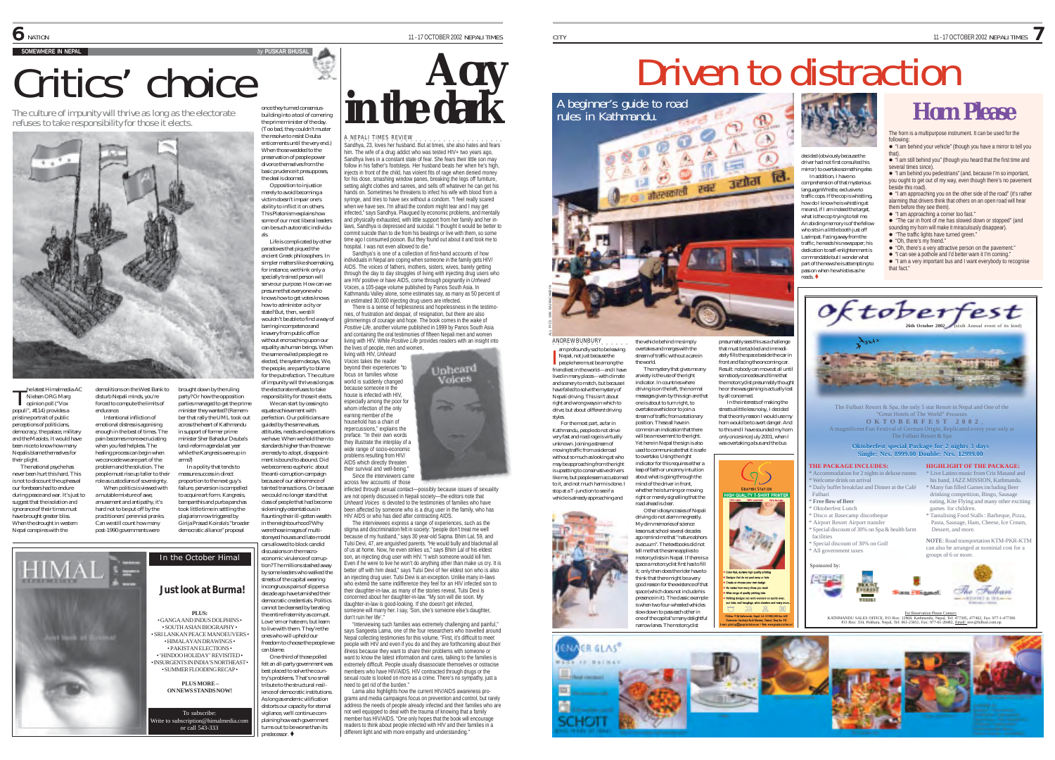## SOMEWHERE IN NEPAL

*by* **PUSKAR BHUSAL**

# Critics' choice

The culture of impunity will thrive as long as the electorate refuses to take responsibility for those it elects.

The latest Himalmedia-AC Nielsen ORG Marg opinion poll ("Vox populi", #114) provides a pristine portrait of public perceptions of politicians, democracy, the palace, military and the Maoists. It would have been nice to know how many Nepalis blame themselves for their plight.

The national psyche has never been hurt this hard. This is not to discount the upheaval our forebears had to endure during peace and war. It's just to suggest that the isolation and ignorance of their times must have brought greater bliss. When the drought in western Nepal conspires with the demolitions on the West Bank to disturb Nepali minds, you're forced to compute the limits of endurance.

Intentional infliction of emotional distress is agonising enough in the best of times. The pain becomes more excruciating when you feel helpless. The healing process can begin when we concede we are part of the problem and the solution. The people must rise up taller to their role as custodians of sovereignty.

When politics is viewed with a mutable mixture of awe, amusement and antipathy, it's hard not to be put off by the practitioners' perennial pranks. Can we still count how many post-1990 governments were brought down by the ruling party? Or how the opposition parties managed to get the prime minister they wanted? (Remember that rally the UML took out across the heart of Kathmandu in support of former prime minister Sher Bahadur Deuba's land-reform agenda last year while the Kangresis were up in arms?)

In a polity that tends to measure success in direct proportion to the next guy's failure, perversion is compelled to acquire art form. Kangresis, bampanthis and purbapanchas took little time in settling the plagiarism row triggered by Girija Prasad Koirala's "broader democratic alliance" proposal once they turned consensus-building into a tool of cornering the prime minister of the day. (Too bad, they couldn't muster the resolve to resist Deuba enticements until the very end.) When those wedded to the preservation of people power divorce themselves from the basic prudence it presupposes, the deal is doomed.

Opposition to injustice merely to avoid becoming a victim doesn't impair one's ability to inflict it on others. This Platonism explains how some of our most liberal leaders can be such autocratic individuals.

Life is complicated by other paradoxes that piqued the ancient Greek philosophers. In simpler matters like shoemaking, for instance, we think only a specially trained person will serve our purpose. How can we presume that everyone who knows how to get votes knows how to administer a city or state? But, then, we still wouldn't be able to find a way of barring incompetence and knavery from public office without encroaching upon our equality as human beings. When the same reviled people get re-elected, the system decays. We, the people, are partly to blame for the putrefaction. The culture of impunity will thrive as long as the electorate refuses to take responsibility for those it elects.

We can start by ceasing to equate achievement with perfection. Our politicians are guided by the same values, attitudes, needs and expectations we have. When we hold them to standards higher than those we are ready to adopt, disappointment is bound to abound. Did we become so euphoric about the anti-corruption campaign because of our abhorrence of tainted transactions. Or because we could no longer stand that class of people that had become sickeningly ostentatious in flaunting their ill-gotten wealth in the neighbourhood? Why were those images of multi-storeyed houses and late model cars allowed to block candid discussions on the macro-economic virulence of corruption? The millions stashed away by some leaders who walked the streets of the capital wearing incongruous pairs of slippers a decade ago have tarnished their democratic credentials. Politics cannot be cleansed by berating the entire fraternity as corrupt. Love 'em or hate 'em, but learn to live with them. They're the ones who will uphold our freedom to choose the people we can blame.

One-third of those polled felt an all-party government was best placed to solve the country's problems. That's no small tribute to the structural resilience of democratic institutions. As long as endemic vilification distorts our capacity for eternal vigilance, we'll continue complaining how each government turns out to be worse than its predecessor. ♦

### In the October Himal

## Just look at Burma!

**PLUS:**

• GANGA AND INDUS DOLPHINS •
• SOUTH ASIAN BIOGRAPHY •
• SRI LANKAN PEACE MANOEUVERS •
• HIMALAYAN DRAWINGS •
• PAKISTAN ELECTIONS •
• 'HINDOO HOLIDAY' REVISITED •
• INSURGENTS IN INDIA'S NORTHEAST •
• SUMMER FLOODING RECAP •

**PLUS MORE – ON NEWS STANDS NOW!**

To subscribe:
Write to subscription@himalmedia.com or call 543-333

# A cry in the dark

A NEPALI TIMES REVIEW

Sandhya, 23, loves her husband. But at times, she also hates and fears him. The wife of a drug addict who was tested HIV+ two years ago, Sandhya lives in a constant state of fear. She fears their little son may follow in his father's footsteps. Her husband beats her when he's high, injects in front of the child, has violent fits of rage when denied money for his dose, smashing window panes, breaking the legs off furniture, setting alight clothes and sarees, and sells off whatever he can get his hands on. Sometimes he threatens to infect his wife with blood from a syringe, and tries to have sex without a condom. "I feel really scared when we have sex. I'm afraid the condom might tear and I may get infected," says Sandhya. Plaugued by economic problems, and mentally and physically exhausted, with little support from her family and her in-laws, Sandhya is depressed and suicidal. "I thought it would be better to commit suicide than to die from his beatings or live with them, so some time ago I consumed poison. But they found out about it and took me to hospital. I was not even allowed to die."

Sandhya's is one of a collection of first-hand accounts of how individuals in Nepal are coping when someone in the family gets HIV/AIDS. The voices of fathers, mothers, sisters, wives, barely getting through the day to day struggles of living with injecting drug users who are HIV positive or have AIDS, come through poignantly in *Unheard Voices*, a 105-page volume published by Panos South Asia. In Kathmandu Valley alone, some estimates say, as many as 50 percent of an estimated 30,000 injecting drug users are infected.

There is a sense of helplessness and hopelessness in the testimonies, of frustration and despair, of resignation, but there are also glimmerings of courage and hope. The book comes in the wake of *Positive Life*, another volume published in 1999 by Panos South Asia and containing the oral testimonies of fifteen Nepali men and women living with HIV. While *Positive Life* provides readers with an insight into the lives of people, men and women, living with HIV, *Unheard Voices* takes the reader beyond their experiences "to focus on families whose world is suddenly changed because someone in the house is infected with HIV, especially among the poor for whom infection of the only earning member of the household has a chain of repercussions," explains the preface. "In their own words they illustrate the interplay of a wide range of socio-economic problems resulting from HIV/AIDS which directly threaten their survival and well-being."

Since the interviewees came across few accounts of those infected through sexual contact—possibly because issues of sexuality are not openly discussed in Nepali society—the editors note that *Unheard Voices* is devoted to the testimonies of families who have been affected by someone who is a drug user in the family, who has HIV AIDS or who has died after contracting AIDS.

The interviewees express a range of experiences, such as the stigma and discrimination felt in society: "people don't treat me well because of my husband," says 30 year-old Sapna. Bhim Lal, 59, and Tulsi Devi, 47, are anguished parents. "He would bully and blackmail all of us at home. Now, he even strikes us," says Bhim Lal of his eldest son, an injecting drug user with HIV. "I wish someone would kill him. Even if he were to live he won't do anything other than make us cry. It is better off with him dead," says Bhim Lal of his eldest son. Tulsi Devi is an exception. Unlike many in-laws who extend the same indifference they feel for an HIV infected son to their daughter-in-law, as many of the stories reveal, Tulsi Devi is concerned about her daughter-in-law. "My son will die soon. My daughter-in-law is good-looking. If she doesn't get infected, someone will marry her. I say, 'Son, she's someone else's daughter, don't ruin her life'."

"Interviewing such families was extremely challenging and painful," says Sangeeta Lama, one of the four researchers who travelled around Nepal collecting testimonies for this volume. "First, it's difficult to meet people with HIV and even if you do and they are forthcoming about their illness because they want to share their problems with someone or want to know the latest information and cures, talking to the families is extremely difficult. People usually disassociate themselves or ostracise members who have HIV/AIDS. HIV contracted through drugs or the sexual route is looked on more as a crime. There's no sympathy, just a need to get rid of the burden."

Lama also highlights how the current HIV/AIDS awareness programs and media campaigns focus on prevention and control, but rarely address the needs of people already infected and their families who are not well equipped to deal with the trauma of knowing that a family member has HIV/AIDS. "One only hopes that the book will encourage readers to think about people infected with HIV and their families in a different light and with more empathy and understanding."

# Driven to distraction

A beginner's guide to road rules in Kathmandu.

ALL PICS: MIN BAJRACHARYA

ANDREW BUNBURY

I am profoundly sad to be leaving Nepal, not just because the people here must be among the friendliest in the world—and I have lived in many places—with climate and scenery to match, but because I have failed to solve the mystery of Nepali driving. This isn't about right and wrong ways in which to drive, but about *different* driving styles.

For the most part, as far in Kathmandu, people do not drive very fast and road rage is virtually unknown. Joining a stream of moving traffic from a side road without so much as looking at who may be approaching from the right is upsetting to conservative drivers like me, but people seem accustomed to it, and not much harm is done. I stop at a T-junction to see if a vehicle is already approaching and the vehicle behind me simply overtakes and merges with the stream of traffic without a care in the world.

The mystery that gives me any anxiety is the use of the right indicator. In countries where driving is on the left, the normal messages given by this sign are that one is about to turn right, to overtake a vehicle or to join a stream of traffic from a stationary position. These all have in common an indication that there will be a movement to the right. Yet here in Nepal the sign is also used to communicate that it is safe to overtake. Using the right indicator for this requires either a leap of faith or uncanny intuition about what is going through the mind of the driver in front, whether he is turning or moving right or merely signalling that the road ahead is clear.

Other idiosyncrasies of Nepali driving do not alarm me greatly. My dim memories of science lessons at school several decades ago remind me that "nature abhors a vacuum". The textbooks did not tell me that the same applies to motorcyclists in Nepal. If there is a space a motorcyclist first has to fill it; only then does the rider have to think that there might be a very good reason for the existence of that space (which does not include his presence in it). The classic example is when two four-wheeled vehicles slow down to pass each other in one of the capital's many delightful narrow lanes. The motorcyclist presumably sees this as a challenge that must be tackled and immediately fills the space beside the car in front and facing the oncoming car. Result: nobody can move at all until somebody concedes and time that the motorcyclist presumably thought he or she was gaining is actually lost by all concerned.

In the interests of making the streets a little less noisy, I decided that the only reason I would use my horn would be to avert danger. And to this end I have sounded my horn *only once* since July 2001, when I was overtaking a bus and the bus decided (obviously because the driver had not first consulted his mirror) to overtake something else.

In addition, I have no comprehension of that mysterious language: Whistle, exclusive to traffic cops. If the cop is whistling, how do I know he is whistling at me and, if I am indeed the target, what is the cop trying to tell me. An abiding memory is of the fellow who sits in a little booth just off Lazimpat. Facing away from the traffic, he reads his newspaper; his dedication to self-enlightenment is commendable but I wonder what part of the news he is attempting to pass on when he whistles as he reads. ♦

## Horn Please

The horn is a multipurpose instrument. It can be used for the following:

- "I am behind your vehicle" (though you have a mirror to tell you that).
- "I am still behind you" (though you heard that the first time and several times since).
- "I am behind you pedestrians" (and, because I'm so important, you ought to get out of my way, even though there's no pavement beside this road).
- "I am approaching you on the other side of the road" (it's rather alarming that drivers think that others on an open road will hear them before they see them).
- "I am approaching a corner too fast."
- "The car in front of me has slowed down or stopped" (and sounding my horn will make it miraculously disappear).
- "The traffic lights have turned green."
- "Oh, there's my friend."
- "Oh, there's a very attractive person on the pavement."
- "I can see a pothole and I'd better warn it I'm coming."
- "I am a very important bus and I want everybody to recognise that fact."

# Oktoberfest

**26th October 2002** (sixth Annual event of its kind)

The Fulbari Resort & Spa, the only 5 star Resort in Nepal and One of the "Great Hotels of The World" Presents

**OKTOBERFEST 2002,**

A magnificent Fun Festival of German Origin, Replicated every year only at The Fulbari Resort & Spa

**Oktoberfest special Package for 2 nights 3 days**
**Single: Nrs. 8999.00 Double: Nrs. 12999.00**

**THE PACKAGE INCLUDES:**

- Accommodation for 2 nights in deluxe rooms
- Welcome drink on arrival
- Daily buffet breakfast and Dinner at the Café Fulbari
- **Free flow of Beer**
- Oktoberfest Lunch
- Disco at Basecamp discotheque
- Airport Resort Airport transfer
- Special discount of 30% on Spa & health farm facilities
- Special discount of 30% on Golf
- All government taxes

**HIGHLIGHT OF THE PACKAGE:**

- Live Latino music from Cris Masand and his band, JAZZ MISSION, Kathmandu.
- Many fun filled Games including Beer drinking competition, Bingo, Sausage eating, Kite Flying and many other exciting games for children.
- Tantalising Food Stalls : Barbeque, Pizza, Pasta, Sausage, Ham, Cheese, Ice Cream, Dessert, and more.

**NOTE**: Road transportation KTM-PKR-KTM can also be arranged at nominal cost for a groups of 6 or more.

Sponsored by:

For Reservation Please Contact
KATHMANDU SALES OFFICE, P.O. Box: 12868, Kathmandu, Nepal. Tel: 477305, 477462, Fax: 977-1-477306
P.O. Box: 334, Pokhara, Nepal, Tel: 061-23451, Fax: 977-61-28482, Email: resv@fulbari.com.np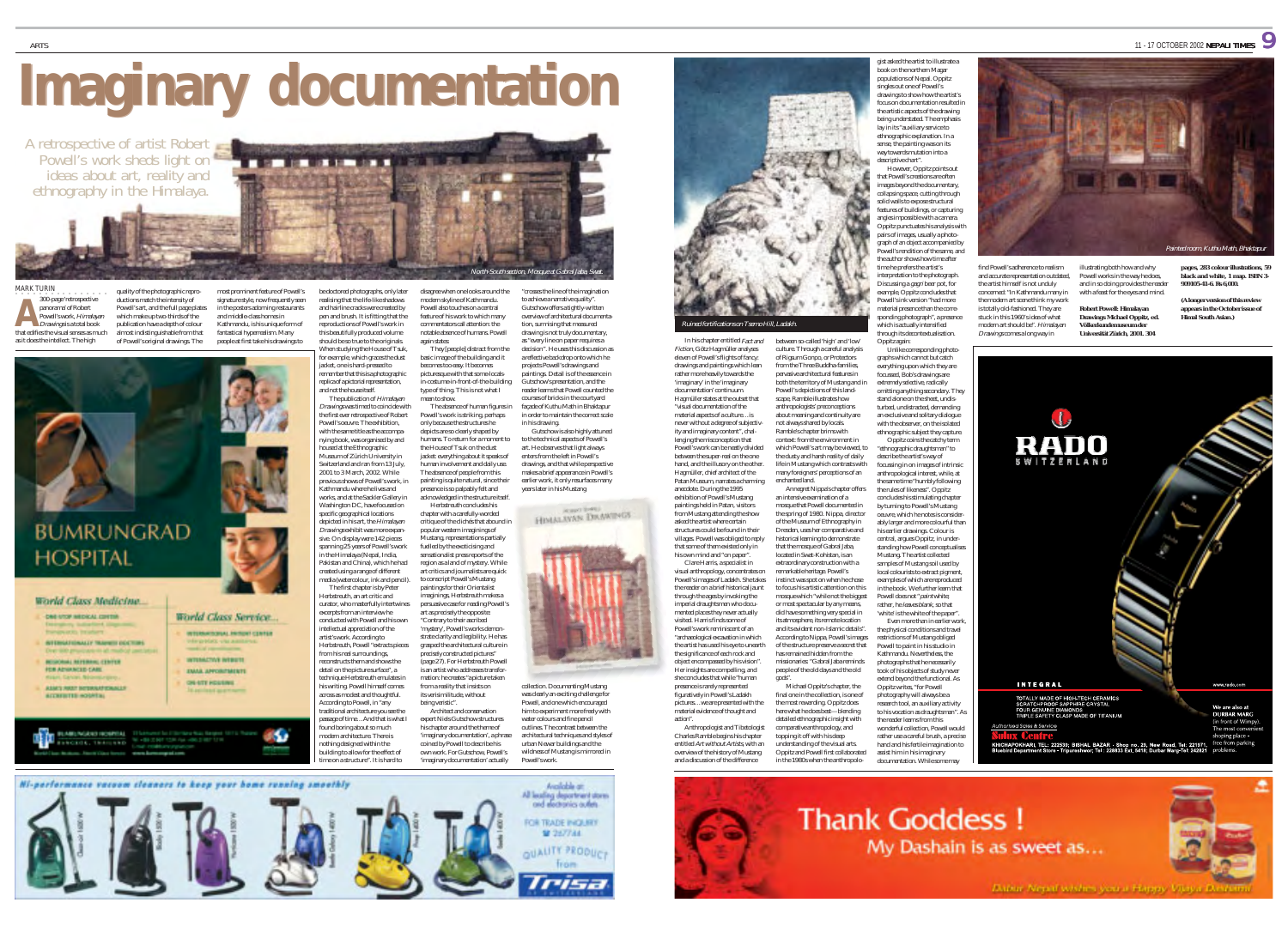# Imaginary documentation

A retrospective of artist Robert Powell's work sheds light on ideas about art, reality and ethnography in the Himalaya.

North-South section, Mosque at Gabral Jaba, Swat.

MARK TURIN

A 300-page retrospective panorama of Robert Powell's work, *Himalayan Drawings* is a total book that edifies the visual senses as much as it does the intellect. The high quality of the photographic reproductions match the intensity of Powell's art, and the full page plates which make up two-thirds of the publication have a depth of colour almost indistinguishable from that of Powell's original drawings. The most prominent feature of Powell's signature style, now frequently seen in the posters adorning restaurants and middle class homes in Kathmandu, is his unique form of fantastical hyperrealism. Many people at first take his drawings to be doctored photographs, only later realising that the life-like shadows and hairline cracks were created by pen and brush. It is fitting that the reproductions of Powell's work in this beautifully produced volume should be so true to the originals. When studying the House of Tsuk, for example, which graces the dust jacket, one is hard-pressed to remember that this is a photographic replica of a pictorial representation, and not the house itself.

The publication of *Himalayan Drawings* was timed to coincide with the first ever retrospective of Robert Powell's oeuvre. The exhibition, with the same title as the accompanying book, was organised by and housed at the Ethnographic Museum of Zürich University in Switzerland and ran from 13 July, 2001 to 3 March, 2002. While previous shows of Powell's work, in Kathmandu where he lives and works, and at the Sackler Gallery in Washington DC, have focused on specific geographical locations depicted in his art, the *Himalayan Drawings* exhibit was more expansive. On display were 142 pieces spanning 25 years of Powell's work in the Himalaya (Nepal, India, Pakistan and China), which he had created using a range of different media (watercolour, ink and pencil).

The first chapter is by Peter Herbstreuth, an art critic and curator, who masterfully intertwines excerpts from an interview he conducted with Powell and his own intellectual appreciation of the artist's work. According to Herbstreuth, Powell "extracts pieces from his real surroundings, reconstructs them and shows the detail on the picture surface", a technique Herbstreuth emulates in his writing. Powell himself comes across as modest and thoughtful. According to Powell, in "any traditional architecture you see the passage of time... And that is what I found boring about so much modern architecture. There is nothing designed within the building to allow for the effect of time on a structure". It is hard to disagree when one looks around the modern skyline of Kathmandu. Powell also touches on a central feature of his work to which many commentators call attention: the notable absence of humans. Powell again states:

"They [people] distract from the basic image of the building and it becomes too easy. It becomes picturesque with that some locals-in-costume in-front-of-the building type of thing. This is not what I mean to show."

The absence of human figures in Powell's work is striking, perhaps only because the structures he depicts are so clearly shaped by humans. To return for a moment to the House of Tsuk on the dust jacket: everything about it speaks of human involvement and daily use. The absence of people from this painting is quite natural, since their presence is so palpably felt and acknowledged in the structure itself.

Herbstreuth concludes his chapter with a carefully-worded critique of the clichés that abound in popular western imaginings of Mustang, representations partially fuelled by the exoticising and sensationalist press reports of the region as a land of mystery. While art critics and journalists are quick to conscript Powell's Mustang paintings for their Orientalist imaginings, Herbstreuth makes a persuasive case for reading Powell's art as precisely the opposite: "Contrary to their ascribed 'mystery', Powell's works demonstrate clarity and legibility. He has grasped the architectural culture in precisely constructed pictures" (page 27). For Herbstreuth Powell is an artist who addresses transformation: he creates "a picture made from a reality that insists on its verisimilitude, without being veristic".

Architect and conservation expert Niels Gutschow structures his chapter around the theme of 'imaginary documentation', a phrase coined by Powell to describe his own work. For Gutschow, Powell's 'imaginary documentation' actually "crosses the line of the imagination to achieve a narrative quality". Gutschow offers a tightly-written overview of architectural documentation, surmising that measured drawing is not truly documentary, as "every line on paper requires a decision". He uses this discussion as a reflective backdrop onto which he projects Powell's drawings and paintings. Detail is of the essence in Gutschow's presentation, and the reader learns that Powell counted the courses of bricks in the courtyard façade of Kuthu Math in Bhaktapur in order to maintain the correct scale in his drawing.

Gutschow is also highly attuned to the technical aspects of Powell's art. He observes that light always enters from the left in Powell's drawings, and that while perspective makes a brief appearance in Powell's earlier work, it only resurfaces many years later in his Mustang collection. Documenting Mustang was clearly an exciting challenge for Powell, and one which encouraged him to experiment more freely with water colours and fine pencil outlines. The contrast between the architectural techniques and styles of urban Newar buildings and the wildness of Mustang is mirrored in Powell's work.

In his chapter entitled *Fact and Fiction*, Götz Hagmüller analyses eleven of Powell's flights of fancy: drawings and paintings which lean rather more heavily towards the 'imaginary' in the 'imaginary documentation' continuum. Hagmüller states at the outset that "visual documentation of the material aspects of a culture... is never without a degree of subjectivity and imaginary content", challenging the misconception that Powell's work can be neatly divided between the super-real on the one hand, and the illusory on the other. Hagmüller, chief architect of the Patan Museum, narrates a charming anecdote. During the 1995 exhibition of Powell's Mustang paintings held in Patan, visitors from Mustang attending the show asked the artist where certain structures could be found in their villages. Powell was obliged to reply that some of them existed only in his own mind and "on paper".

Ruined fortifications on Tsemo Hill, Ladakh.

Clare Harris, a specialist in visual anthropology, concentrates on Powell's images of Ladakh. She takes the reader on a brief historical jaunt through the ages by invoking the imperial draughtsmen who documented places they never actually visited. Harris finds some of Powell's work reminiscent of an "archaeological excavation in which the artist has used his eye to unearth the significance of each rock and object encompassed by his vision". Her insights are compelling, and she concludes that while "human presence is rarely represented figuratively in Powell's Ladakh pictures... we are presented with the material evidence of thought and action".

Anthropologist and Tibetologist Charles Ramble begins his chapter entitled *Art without Artists*, with an overview of the history of Mustang and a discussion of the difference between so-called 'high' and 'low' culture. Through a careful analysis of Rigum Gonpa, or Protectors from the Three Buddha-families, pervasive architectural features in both the territory of Mustang and in Powell's depictions of this landscape, Ramble illustrates how anthropologists' preconceptions about meaning and continuity are not always shared by locals. Ramble's chapter brims with context: from the environment in which Powell's art may be viewed, to the dusty and harsh reality of daily life in Mustang which contrasts with many foreigners' perceptions of an enchanted land.

Annegret Nippa's chapter offers an intensive examination of a mosque that Powell documented in the spring of 1980. Nippa, director of the Museum of Ethnography in Dresden, uses her comparative and historical learning to demonstrate that the mosque of Gabral Jaba, located in Swat-Kohistan, is an extraordinary construction with a remarkable heritage. Powell's instinct was spot on when he chose to focus his artistic attention on this mosque which "while not the biggest or most spectacular by any means, did have something very special in its atmosphere, its remote location and its evident non-Islamic details". According to Nippa, Powell's images of the structure preserve a secret that has remained hidden from the missionaries: "Gabral Jaba reminds people of the old days and the old gods".

Michael Oppitz's chapter, the final one in the collection, is one of the most rewarding. Oppitz does here what he does best—blending detailed ethnographic insight with comparative anthropology, and topping it off with his deep understanding of the visual arts. Oppitz and Powell first collaborated in the 1980s when the anthropologist asked the artist to illustrate a book on the northern Magar populations of Nepal. Oppitz singles out one of Powell's drawings to show how the artist's focus on documentation resulted in the artistic aspects of the drawing being understated. The emphasis lay in its "auxiliary service to ethnographic explanation. In a sense, the painting was on its way towards mutation into a descriptive chart".

However, Oppitz points out that Powell's creations are often images beyond the documentary, collapsing space, cutting through solid walls to expose structural features of buildings, or capturing angles impossible with a camera. Oppitz punctuates his analysis with pairs of images, usually a photograph of an object accompanied by Powell's rendition of the same, and the author shows how time after time he prefers the artist's interpretation to the photograph. Discussing a *gagri* beer pot, for example, Oppitz concludes that Powell's ink version "had more material presence than the corresponding photograph", a presence which is actually intensified through its decontextualisation. Oppitz again:

Unlike corresponding photographs which cannot but catch everything upon which they are focused, Bob's drawings are extremely selective, radically omitting anything secondary. They stand alone on the sheet, undisturbed, undistracted, demanding an exclusive and solitary dialogue with the observer, on the isolated ethnographic subject they capture.

Oppitz coins the catchy term "ethnographic draughtsman" to describe the artist's way of focussing in on images of intrinsic anthropological interest, while, at the same time "humbly following the rules of likeness". Oppitz concludes his stimulating chapter by turning to Powell's Mustang oeuvre, which he notes is considerably larger and more colourful than his earlier drawings. Colour is central, argues Oppitz, in understanding how Powell conceptualises Mustang. The artist collected samples of Mustang soil used by local colourists to extract pigment, examples of which are reproduced in the book. We further learn that Powell does not "*paint* white; rather, he *leaves* blank, so that 'white' is the white of the paper".

Even more than in earlier work, the physical conditions and travel restrictions of Mustang obliged Powell to paint in his studio in Kathmandu. Nevertheless, the photographs that he necessarily took of his objects of study never extend beyond the functional. As Oppitz writes, "for Powell photography will always be a research tool, an auxiliary activity to his vocation as draughtsman". As the reader learns from this wonderful collection, Powell would rather use a careful brush, a precise hand and his fertile imagination to assist him in his imaginary documentation. While some may find Powell's adherence to realism and accurate representation outdated, the artist himself is not unduly concerned: "In Kathmandu many in the modern art scene think my work is totally old-fashioned. They are stuck in this 1960's idea of what modern art should be". *Himalayan Drawings* comes a long way in illustrating both how and why Powell works in the way he does, and in so doing provides the reader with a feast for the eyes and mind.

Painted room, Kuthu Math, Bhaktapur

**Robert Powell: Himalayan Drawings Michael Oppitz, ed. Völkerkundemuseum der Universität Zürich, 2001. 304 pages, 283 colour illustrations, 59 black and white, 1 map. ISBN 3-909105-41-6. Rs 6,000.**

**(A longer version of this review appears in the October issue of Himal South Asian.)**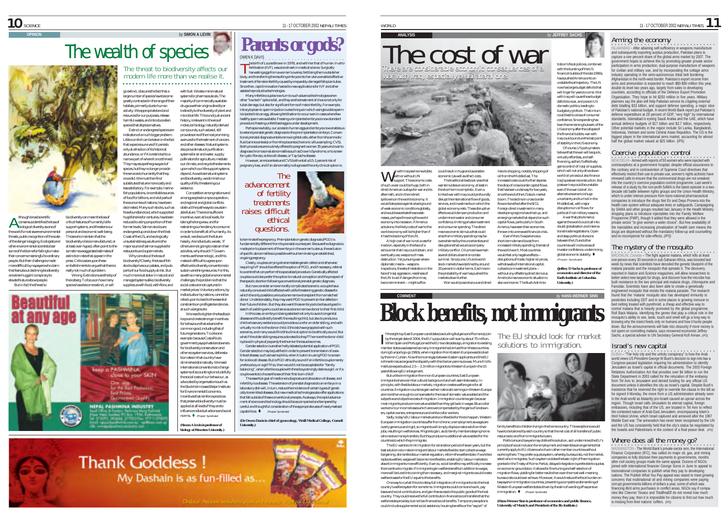OPINION — *by* SIMON A LEVIN

# The wealth of species

## The threat to biodiversity affects our modern life more than we realise it.

Although broad scientific consensus has identified the loss of biological diversity as one of the world's most severe environmental threats, public recognition of the scale of the danger is lagging. Ecologists and other environmental scientists bear some of the blame for failing to make their concerns meaningful to ordinary people. But their challenge is made more difficult by naysayers who claim that fears about declining biodiversity are a tree-huggers' conspiracy to elevate Nature above people.

But in fact the threat to biodiversity can mean the loss of critical features of humanity's life-support systems, and threatens our personal and economic well-being. Those who maintain that the biodiversity crisis is manufactured, or at least over-hyped, often point to the sometimes exaggerated estimates of extinction rates that appear in the press. Critics seize upon these embellishments to argue that there is really not much of a problem.

Wrong. Extinctions are the tip of the iceberg. To focus on how many species have become extinct, or will go extinct, obscures the fact that a large number of species have become greatly contracted in the range of their habitats, primarily due to human activity. We appropriate land and resources for our purposes, release harmful wastes, and introduce alien species that displace natives.

Extinct or endangered species are indicators of a much bigger problem. Little comfort can be taken in the fact that a species survives if it persists only at a fraction of its historical abundance, or if it is restricted to a narrow part of where it once thrived. They may escape the graveyard of species, but they no longer provide the services to humanity that they once did. We must then find substitutes that are more costly and less satisfactory. For example, marine fish populations, once reliable sources of food for billions, and vital parts of the economies of nations, have been decimated. Many such stocks, such as Newfoundland cod, which supported huge fisheries for centuries, have been reduced to a tiny proportion of their former levels. Salmon stocks are endangered, up and down the West Coast of the US, and ecologically unsustainable seaquaculture is the major source of salmon supplies for restaurants and supermarkets.

Why care about the loss of biodiversity? Clearly, the loss of fish stocks deprives our palates, and puts parts of our food supply at risk. But much more is at stake. In natural and managed systems alike, biodiversity supplies us with food, with fibre, and with fuel. We also mine natural systems for pharmaceuticals. The majority of commercially available drugs owe their origins directly or indirectly to the diversity of plant and microbial life. This is not just ancient history, irrelevant in the era of molecular biology: naturally derived compounds, such as taxol, still provide some of the most promising avenues for the treatment of cancers and other diseases. Natural systems also provide natural purification systems for air and water, supply pollinators for agriculture, mediate our climate, and recycle the elements upon which our life support systems depend. As we lose natural systems and biodiversity, we diminish our quality of life, threatening our existence.

Competition among nations and among peoples trumps cooperation, and regional and global conflicts obstruct the pathways to a sustainable future. There is insufficient incentive, even at local levels, for taking the long view, and for restraining our tendency to consume in order to benefit all of humanity. As a result, we discount the future heavily. As individuals, we ask, 'if others are not going to restrain their activities, why should I?' Governments act the same logic, and this makes it difficult to agree upon effective biodiversity conventions to sustain vanishing resources. For this, as with so many global environmental challenges, the problem is that the social costs are not captured in market prices. Voluntary actions, by individuals or by nations, cannot be relied upon to lead to the essential constraints on profligate tendencies at such a large scale.

We need to tighten the feedback loops and create stronger incentives for behaviour that advances the common good, including that of future generations. To cite one example: because Costa Rica's government pays private landowners for biodiversity conservation and other ecosystem services, deforestation rates in that country have diminished dramatically. We need international conventions to change systems of accounting to include fully the social costs of our behaviour, as advocated by organisations such as the Stockholm-based Beijer Institute for Environmental Economics. Incentives that reinforce practices that preserve biodiversity must be applied at all levels if they are to influence individual actions and social norms. *(Project Syndicate)*

**(Simon A Levin is professor of biology at Princeton University.)**

**Beautiful at any age**

keep a PASHMINA close to your SKIN

NEPAL PASHMINA INDUSTRY

**Thank Goddess!** My Dashain is as fun-filled as...

---

# Parents or gods?

OWEN K DAVIS

The birth of Louise Brown in 1978, and with her that of human *in vitro* fertilisation (IVF), was a landmark in medical science. Surgically harvesting eggs from a woman's ovaries, fertilising them outside her body, and transferring the resulting embryos into her uterus enabled effective treatment of female infertility caused by irreparably damaged fallopian tubes. Since then, rapid innovation has led to new applications for IVF and other assisted reproductive technologies.

Many infertile couples now turn to such advanced technologies when other "low tech" options fail, and they are the treatment of choice not only for tubal damage, but also for significant forms of male infertility. For example, intracytoplasmic sperm injection is a technique in which a single viable sperm is injected into an egg, allowing fertilisation to occur even in cases where few healthy sperm are available. Freezing unimplanted embryos is now standard procedure; freezing unfertilised eggs is under development.

Perhaps inevitably, our access to human eggs and embryos now enables us to extend prenatal genetic diagnosis to the pre-implantation embryo. Conventional prenatal diagnosis entails removing fetal cells, either from the amniotic fluid (amniocentesis) or from the placenta (chorionic villus sampling, CVS). Both procedures are routinely offered to pregnant women 35 years and over to diagnose chromosomal abnormalities such as Down's Syndrome, or to screen for cystic fibrosis, sickle cell disease, or Tay Sachs disease.

However, amniocentesis and CVS both entail a 0.5-1 percent risk of pregnancy loss, and if an abnormality is diagnosed the only clinical option is to terminate the pregnancy. Preimplantation genetic diagnosis (PGD) is fundamentally different from its prenatal counterpart. Because the diagnosis is made prior to placement of the embryo in the woman's uterus, the selection of specific abnormalities is possible without terminating an established, ongoing pregnancy.

> The advancement of fertility treatments raises difficult ethical questions.

Clearly, couples carrying a transmissible genetic defect and otherwise requiring IVF should be offered the option of PGD, and if necessary, referral to a centre that can perform this specialised procedure. Genetically affected couples could also prefer the option to natural conception and the prospect of therapeutic abortion following a conventional prenatal genetic diagnosis.

But now consider an enormously complicated scenario: a couple has a naturally conceived child afflicted with a life-threatening genetic disease for which the only possible cure is a bone marrow transplant from a matched donor. Understandably, they may want PGD to prevent similar defects in their future children. But they also want those embryos to be tissue-typed in search of a sibling who could serve as a bone marrow donor to their first child.

In this case, an embryo is being selected not only to avoid congenital disease and thus directly benefit the resulting child, but also to produce a child whose very existence could provide a cure for an older sibling, and with virtually no risk to the donor child. Ethicists have grappled with such scenarios, and many would find this clinical option ethically sound. But what if the older sibling requires a donated kidney? The more the donor child is placed in physical jeopardy the thornier the issue becomes.

Gender selection is another hotly debated potential application of PGD. Gender selection may be justified in order to prevent transmission of a sex-linked disease, such as haemophilia, when it is akin to using PGD to screen for sickle cell disease. But is PGD ethically sound if an infertile couple merely prefers a boy or a girl? If so, then would it not be acceptable for "family balancing", when a fertile couple with three boys strongly desires a girl, or if a couple wants to choose the sex of their first-born child?

The essential goal of medicine is diagnosis and alleviation of disease, and infertility is a disease. The extension of prenatal diagnosis to an embryo in a laboratory dish will, in turn, reduce the incidence of certain types of genetically transmitted diseases. But new medical technologies also offer applications that fall outside of these conventional precepts. As always, the rapid advancement of science and technology should be accompanied and tempered by careful and thoughtful consideration of the appropriate uses of newly realised capabilities. *(Project Syndicate)*

**(Dr Owen Davis is chief of gynecology, Weill Medical College, Cornell University.)**

---

ANALYSIS — *by* JEFFREY SACHS

# The cost of war

## There are considerable economic consequences of a war with Iraq, especially a unilateral one.

War with Iraq seems inevitable, with or without UN support. The economic costs of such a war could be huge, both in direct American outlays for war and its aftermath, and in the indirect spillovers on the world economy. It would take place against a grim background of already weak economic conditions globally, and would exacerbate those weaknesses, perhaps throwing the world economy into recession. If America acts alone, the likely costs of war to the world economy will be higher than if it has the backing of the UN.

A high cost of war is not a case for inaction, especially in the face of a serious risk that Iraq could obtain, and eventually use, weapons of mass destruction. Yet pursuing war where diplomatic means—weapons inspections, threats of retaliation in the face of Iraqi aggression, readiness of the UN to act if dangers from Iraq become imminent—might suffice could result in huge and avoidable economic (as well as other) costs.

The traditional textbook view that war stimulates an economy, at least in the short term is simplistic. Even a limited war with Iraq could profoundly disrupt the international flow of goods, services, and investments on which the global economy rests. These disruptive effects would dampen production and undermine investor and consumer confidence, limiting private investment and consumer spending. The direct macroeconomic stimulus that could arise from military spending may be overwhelmed by the uncertainties and disruptions that would accompany military conflict. Oil prices have risen several dollars a barrel since late summer. Since June, US and world stock markets have declined by around 20 percent in dollar terms. Each rise in the probability of war has pushed the markets down further.

War would pose obvious and direct risks to shipping, notably shipping of oil from the Middle East. The increased costs could further depress the drop of cross-border capital flows that has been underway for two years, since the end of the US stock market boom. The decline in cross-border flows intensified after the 9/11. Foreign direct investment in many developing regions has dried up, and emerging markets that depend on such capital flows, particularly in South America, have seen their economies thrown into a renewed financial crisis.

Even if the US experiences a short-term demand boost from increased military spending, the rest of the world won't. Most countries would feel only negative effects—disruptions of trade, higher oil prices, withdrawals of international capital, cutbacks on investment plans—without any offsetting direct stimulus. America's macroeconomic situation is also worrisome. The Bush Administration's fiscal policies, combined with the bursting of the US financial bubble of the late 1990s, have pushed America onto an unstable fiscal trajectory. The US now has large budget deficits that will linger for years to come. War with Iraq will cause those budget deficits to soar, and poison US domestic politics, leading to budgetary gridlock. That in turn could lead to a loss of consumer confidence. Since spending has been the remaining bulwark of the US economy after the collapse of the financial bubble, war with Iraq could puncture the last point of stability in the US economy.

Of course, US policymakers believe that the war will be quick, virtually effortless, and self-financing, as the US effectively gains control of Iraqi oil supplies, which will not only drive down world oil prices but also finance Iraq's postwar reconstruction. But postwar Iraq could be unstable even if the war is brief. An alternative scenario is huge uncertainty and turmoil in the Middle East, with major disruptions in oil flows, for political if not military reasons.

A war that pits America against the world could call into doubt globalisation and international trade negotiations. Open and deep political divisions between the US and other countries will incite a loss of investor confidence, undermining global economic stability. *(Project Syndicate)*

**(Jeffrey D Sachs is professor of economics and director of the Earth Institute at Columbia University.)**

---

COMMENT — *by* HANS-WERNER SINN

# Block benefits, not immigrants

## The EU should look for market solutions to immigration.

If the eight top East European candidates (excluding Bulgaria and Romania) join by the target date of 2004, the EU's population will soar by about 75 million. When Spain and Portugal joined the EU two decades ago, emigration to existing member states was lessened as many immigrants had arrived from these countries during Europe's go-go 1960s, when migration from Eastern Europe was blocked by the Iron Curtain. Now the income gap between Eastern applicants and the EU is three times as large as the disparity with the Iberian peninsula was. Munich's Ifo Institute expects about 2.5—3.3 million migrants to Western Europe in the 15 years following EU enlargement.

But unlike immigration from non-European countries, East European immigrants share a similar cultural background and will assimilate easily. In principle, with flexible labour markets, migration creates winning for all countries. Emigration countries gain as their nationals' earnings in Western Europe are more than enough to compensate for the loss of domestic value added. Immigration countries gain because most migrants produce more value added than they get back in wages. Blue-collar workers incur income losses which are overcompensated by the gains of landowners, capital owners, entrepreneurs and white-collar workers.

Sadly, today's EU labour markets are too inflexible for this to happen. Western European immigration countries suffer from chronic unemployment as wages are overly generous and rigid, so migrants will simply displace nationals from their jobs, resulting in welfare loss. Migrants gain, as do family members staying home who receive money transfers. But they produce no additional value added for the countries to which they immigrate.

The EU wants to limit migration for a transition period of seven years, but the best solution is to make immigrant labour markets flexible: start collective wage bargaining, dismantle labour market regulation, reform the welfare state. If workfare replaces welfare, wages will become more flexible, enabling EU labour markets to absorb immigrants more efficiently. Even so, social benefits may artificially increase the incentive to migrate. If immigrants gain welfare benefits in addition to wages, more will be lured into coming than necessary, and marginal migrants would create welfare losses for the EU equal to the benefits.

One way to curtail this is to delay full integration of immigrants into the host country's welfare system for some time. Immigrants could come and work, pay taxes and social contributions, and gain free access to the public goods of the host country. They could receive the full contribution-financed social transfers that the welfare state provides, but not tax-financed social benefits. Temporary exceptions could include supplemental social assistance, housing benefits or the "export" of family benefits to children living in the home country. The exceptions would have to be tailored by each country so that the net cost of all transfers of public resources to and from immigrants is zero.

Politicians and lawyers may dislike this solution, as it undermines the EU's principle of social inclusion for employment and resembles arrangements that currently apply to EU citizens who live in other member countries without working there. They prefer a quota system, whereby bureaucrats, not the market, select who immigrates. Such a system violates the basic right of free migration granted in the Treaty of Rome. Partial, delayed integration is preferable to quotas on economic grounds too. It allows for fine-tuning and self-selection of migration flows, yielding far better results than even the most well-meaning bureaucrats could ever achieve. Moreover, it would reduce the fiscal burden on taxpayers in immigration countries, preventing a competitive dismantling of Western European welfare states driven by the aim of warding off expensive immigration. *(Project Syndicate)*

**(Hans-Werner Sinn is professor of economics and public finance, University of Munich and President of the Ifo Institute.)**

---

## Arming the economy

ISLAMABAD - After attaining self-sufficiency in weapons manufacture and subsequently exporting surplus production, Pakistani plans to capture a one percent share of the global arms market by 2007. The government hopes to achieve this by promoting greater private sector participation in arms production, dual-purpose manufacture of weapons for civilian and military use, and by incorporating the cottage arms industry operating in the semi-autonomous tribal belt bordering Afghanistan in the north-west border. Pakistan's export income from arms and ammunition is expected to reach $80-$90 million this year, double its level two years ago, largely from sales to developing countries, according to officials of the Defence Export Promotion Organisation. They hope to hit $250 million in five years. Military planners say the plan will help Pakistan service its crippling external debt totalling $33 billion, and support defence spending, a major slice of Pakistan's national budget. A recent World Bank report put Pakistan's defence expenditure at 29 percent of GDP, "very high" by international standards. Islamabad is eyeing Saudi Arabia and the UAE, which have annual defence budgets of $17 billion and $3.7 billion, respectively. Other potential markets in the region include Sri Lanka, Bangladesh, Indonesia, Vietnam and some Central Asian Republics. The US is the biggest player in the international arms market, accounting for almost half the global market valued at $25 billion. (IPS)

## Coercive population control

NEW DELHI - Armed with reports of 50 women who were injected with contraceptives at a government hospital, despite official assurances to the contrary and in contravention of Supreme Court directives that effectively restrict their use to private use, women's rights activists have renewed calls to ensure that the controversial drugs are not sneaked into the country's coercive population control programme. Last week's release of a study by the non-profit SAMA is the latest episode in a two-decade old battle between rights groups and the Union Health Ministry, which is under intense pressure from trans-national pharmaceutical companies to introduce the drugs Net En and Depo Provera into the health care system without adequate tests or safeguards. Campaigning by SAMA and other groups resulted last January in the Health Ministry dropping plans to introduce injectables into the Family Welfare Programme (FWP), though it added that they were allowed in the private sector "to give women a wider choice". But free availability of the injectables and increasing privatisation of health care means the drugs are dispensed without the mandatory follow-up and counselling and no recompense for side-effects. (IPS)

## The mystery of the mosquito

BROOKLIN, Canada – The fight against malaria, which kills at least one person every 30 seconds in sub-Saharan Africa, was boosted last week by news that scientists have decoded the genetic blueprint of the malaria parasite and the mosquito that spreads it. The discovery, reported in *Nature* and *Science* magazines, will allow researchers to better select new targets for drugs, and discover how the microbe has built resistance to the two principal anti-malaria drugs, chloroquine and Fansidar. Scientists have also been able to create a genetically engineered mosquito that resists the malaria parasite. The research found that the 'malaria' mosquito also has developed immunity to pesticides including DDT and in some places is growing immune to bed netting treated with pyrethroid, a cheap and effective way to control malaria that is heavily promoted by the global programme, Roll Back Malaria. Identifying the genes that play a critical role in the mosquito's ability to see, taste, touch and smell will go a long way to knowing why the insect feeds only on humans and how it hunts people down. But the announcements will fade into obscurity if more money is not spent on controlling malaria, says renowned economist Jeffrey Sachs, a special adviser to UN Secretary General Kofi Annan. (IPS)

## Israel's new capital

DUBAI – "The holy city and the unholy conspiracy" is how the Arab world views US President George W Bush's decision to sign into law a Congress-passed legislation requiring his administration to identify Jerusalem as Israel's capital in official documents. The 2003 Foreign Relations Authorization Act that provides over $4 billion to run the State Department in 2003 called for the relocation of the embassy from Tel Aviv to Jerusalem and denied funding for any official US document unless it identifies the city as Israel's capital. Despite Bush's insistence that he reserved the right to override the clause in the bill as he signed it Monday, the move from a US administration already seen in the Arab world as blatantly pro-Israeli caused an uproar across the region. Though Israel calls Jerusalem its eternal capital, foreign embassies, including that of the US, are located in Tel Aviv to reflect the contested nature of Arab East Jerusalem, encompassing Islam's third holiest shrine, which Israel captured and annexed after the 1967 Middle East war. The annexation has never been recognised by the UN and the US has consistently held that the city's status be negotiated by the Israelis and Palestinians in the context of a final peace deal. (IPS)

## Where does all the money go?

WASHINGTON - The World Bank's private-sector arm, the International Finance Corporation (IFC), has called on major oil, gas, and mining companies to fully disclose their payments to governments, months after civil society groups made the same appeal. Dozens of NGOs joined with international financier George Soros in June to appeal to transnational companies to publish what they pay to developing nations. The Publish What You Pay appeal was raised to meet growing concerns that multinational oil and mining companies were paying corrupt governments billions of dollars a year, some of which was financing illicit arms purchases in conflict areas. NGOs say if companies like Chevron Texaco and TotalFinaElf do not reveal how much money they pay, then it is impossible for citizens to find out how much is missing from their nations' coffers. (IPS)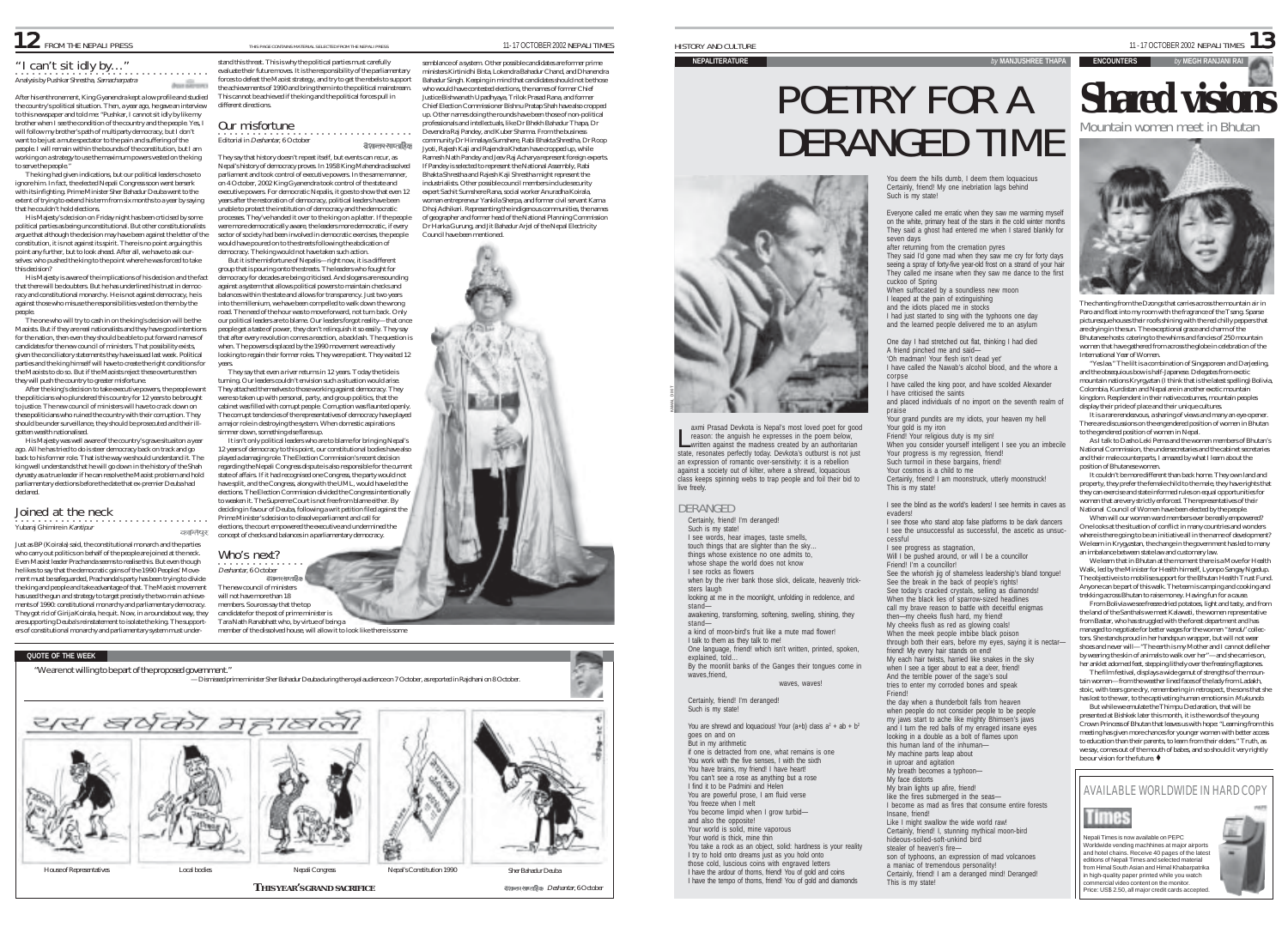# FROM THE NEPALI PRESS

## "I can't sit idly by..."

Analysis by Pushkar Shrestha, *Samacharpatra*

After his enthronement, King Gyanendra kept a low profile and studied the country's political situation. Then, a year ago, he gave an interview to this newspaper and told me: "Pushkar, I cannot sit idly by like my brother when I see the condition of the country and the people. Yes, I will follow my brother's path of multi party democracy, but I don't want to be just a mute spectator to the pain and suffering of the people. I will remain within the bounds of the constitution, but I am working on a strategy to use the maximum powers vested on the king to serve the people."

The king had given indications, but our political leaders chose to ignore him. In fact, the elected Nepali Congress soon went berserk with its infighting. Prime Minister Sher Bahadur Deuba went to the extent of trying to extend his term from six months to a year by saying that he couldn't hold elections.

His Majesty's decision on Friday night has been criticised by some political parties as being unconstitutional. But other constitutionalists argue that although the decision may have been against the letter of the constitution, it is not against its spirit. There is no point arguing this point any further, but to look ahead. After all, we have to ask ourselves: who pushed the king to the point where he was forced to take this decision?

His Majesty is aware of the implications of his decision and the fact that there will be doubters. But he has underlined his trust in democracy and constitutional monarchy. He is not against democracy, he is against those who misuse the responsibilities vested on them by the people.

The one who will try to cash in on the king's decision will be the Maoists. But if they are real nationalists and they have good intentions for the nation, then even they should be able to put forward names of candidates for the new council of ministers. That possibility exists, given the conciliatory statements they have issued last week. Political parties and the king himself will have to create the right conditions for the Maoists to do so. But if the Maoists reject these overtures then they will push the country to greater misfortune.

After the king's decision to take executive powers, the people want the politicians who plundered this country for 12 years to be brought to justice. The new council of ministers will have to crack down on these politicians who ruined the country with their corruption. They should be under surveillance, they should be prosecuted and their ill-gotten wealth nationalised.

His Majesty was well aware of the country's grave situation a year ago. All he has tried to do is steer democracy back on track and go back to his former role. That is the way he should understand it. The king well understands that he will go down in the history of the Shah dynasty as a true leader if he can resolve the Maoist problem and hold parliamentary elections before the date that ex-premier Deuba had declared.

## Joined at the neck

Yubaraj Ghimirein *Kantipur*

Just as BP (Koirala) said, the constitutional monarch and the parties who carry out politics on behalf of the people are joined at the neck. Even Maoist leader Prachanda seems to realise this. But even though he likes to say that the democratic gains of the 1990 Peoples' Movement must be safeguarded, Prachanda's party has been trying to divide the king and people and take advantage of that. The Maoist movement has used the gun and strategy to target precisely the two main achievements of 1990: constitutional monarchy and parliamentary democracy. They got rid of Girija Koirala, he quit. Now, in a roundabout way, they are supporting Deuba's reinstatement to isolate the king. The supporters of constitutional monarchy and parliamentary system must understand this threat. This is why the political parties must carefully evaluate their future moves. It is the responsibility of the parliamentary forces to defeat the Maoist strategy, and try to get the rebels to support the achievements of 1990 and bring them into the political mainstream. This cannot be achieved if the king and the political forces pull in different directions.

## Our misfortune

Editorial in *Deshantar*, 6 October

They say that history doesn't repeat itself, but events can recur, as Nepal's history of democracy proves. In 1958 King Mahendra dissolved parliament and took control of executive powers. In the same manner, on 4 October, 2002 King Gyanendra took control of the state and executive powers. For democratic Nepalis, it goes to show that even 12 years after the restoration of democracy, political leaders have been unable to protect the institution of democracy and the democratic processes. They've handed it over to the king on a platter. If the people were more democratically aware, the leaders more democratic, if every sector of society had been involved in democratic exercises, the people would have poured on to the streets following the abdication of democracy. The king would not have taken such action.

But it is the misfortune of Nepalis—right now, it is a different group that is pouring onto the streets. The leaders who fought for democracy for decades are being criticised. And slogans are resounding against a system that allows political powers to maintain checks and balances within the state and allows for transparency. Just two years into the millennium, we have been compelled to walk down the wrong road. The need of the hour was to move forward, not turn back. Only our political leaders are to blame. Our leaders forgot reality—that once people get a taste of power, they don't relinquish it so easily. They say that after every revolution comes a reaction, a backlash. The question is when. The powers displaced by the 1990 movement were actively looking to regain their former roles. They were patient. They waited 12 years.

They say that even a river returns in 12 years. Today the tide is turning. Our leaders couldn't envision such a situation would arise. They attached themselves to those working against democracy. They were so taken up with personal, party, and group politics, that the cabinet was filled with corrupt people. Corruption was flaunted openly. The corrupt tendencies of the representatives of democracy have played a major role in destroying the system. When domestic aspirations simmer down, something else flares up.

It isn't only political leaders who are to blame for bringing Nepal's 12 years of democracy to this point, our constitutional bodies have also played a damaging role. The Election Commission's recent decision regarding the Nepali Congress dispute is also responsible for the current state of affairs. If it had recognised one Congress, the party would not have split, and the Congress, along with the UML, would have led the elections. The Election Commission divided the Congress intentionally to weaken it. The Supreme Court is not free from blame either. By deciding in favour of Deuba, following a writ petition filed against the Prime Minister's decision to dissolve parliament and call for elections, the court empowered the executive and undermined the concept of checks and balances in a parliamentary democracy.

## Who's next?

*Deshantar*, 6 October

The new council of ministers will not have more than 18 members. Sources say that the top candidate for the post of prime minister is Tara Nath Ranabhat who, by virtue of being a member of the dissolved house, will allow it to look like there is some semblance of a system. Other possible candidates are former prime ministers Kirtinidhi Bista, Lokendra Bahadur Chand, and Dhanendra Bahadur Singh. Keeping in mind that candidates should not be those who would have contested elections, the names of former Chief Justice Bishwanath Upadhyaya, Trilok Prasad Rana, and former Chief Election Commissioner Bishnu Pratap Shah have also cropped up. Other names doing the rounds have been those of non-political professionals and intellectuals, like Dr Bhekh Bahadur Thapa, Dr Devendra Raj Pandey, and Kuber Sharma. From the business community Dr Himalaya Sumshere, Rabi Bhakta Shrestha, Dr Roop Jyoti, Rajesh Kaji and Rajendra Khetan have cropped up, while Ramesh Nath Pandey and Jeev Raj Acharya represent foreign experts. If Pandey is selected to represent the National Assembly, Rabi Bhakta Shrestha and Rajesh Kaji Shrestha might represent the industrialists. Other possible council members include security expert Sachit Sumshere Rana, social worker Anuradha Koirala, woman entrepreneur Yankila Sherpa, and former civil servant Kama Dhoj Adhikari. Representing the indigenous communities, the names of geographer and former head of the National Planning Commission Dr Harka Gurung, and Jit Bahadur Arjel of the Nepal Electricity Council have been mentioned.

**QUOTE OF THE WEEK**

"We are not willing to be part of the proposed government."

— Dismissed prime minister Sher Bahadur Deuba during the royal audience on 7 October, as reported in Rajdhani on 8 October.

यस बर्षको महाबली

House of Representatives | Local bodies | Nepali Congress | Nepal's Constitution 1990 | Sher Bahadur Deuba

**THIS YEAR'S GRAND SACRIFICE**

*Deshantar*, 6 October

# HISTORY AND CULTURE

**NEPALITERATURE** by MANJUSHREE THAPA

# POETRY FOR A DERANGED TIME

Laxmi Prasad Devkota is Nepal's most loved poet for good reason: the anguish he expresses in the poem below, written against the madness created by an authoritarian state, resonates perfectly today. Devkota's outburst is not just an expression of romantic over-sensitivity: it is a rebellion against a society out of kilter, where a shrewd, loquacious class keeps spinning webs to trap people and foil their bid to live freely.

### DERANGED

Certainly, friend! I'm deranged!
Such is my state!
I see words, hear images, taste smells,
touch things that are slighter than the sky...
things whose existence no one admits to,
whose shape the world does not know
I see rocks as flowers
when by the river bank those slick, delicate, heavenly tricksters laugh
looking at me in the moonlight, unfolding in redolence, and stand—
awakening, transforming, softening, swelling, shining, they stand—
a kind of moon-bird's fruit like a mute mad flower!
I talk to them as they talk to me!
One language, friend! which isn't written, printed, spoken, explained, told...
By the moonlit banks of the Ganges their tongues come in waves, friend,

waves, waves!

Certainly, friend! I'm deranged!
Such is my state!

You are shrewd and loquacious! Your (a+b) class $a^2 + ab + b^2$ goes on and on
But in my arithmetic
if one is detracted from one, what remains is one
You work with the five senses, I with the sixth
You have brains, my friend! I have heart!
You can't see a rose as anything but a rose
I find it to be Padmini and Helen
You are powerful prose, I am fluid verse
You freeze when I melt
You become limpid when I grow turbid—
and also the opposite!
Your world is solid, mine vaporous
Your world is thick, mine thin
You take a rock as an object, solid: hardness is your reality
I try to hold onto dreams just as you hold onto
those cold, luscious coins with engraved letters
I have the ardour of thorns, friend! You of gold and coins
I have the tempo of thorns, friend! You of gold and diamonds
You deem the hills dumb, I deem them loquacious
Certainly, friend! My one inebriation lags behind
Such is my state!

Everyone called me erratic when they saw me warming myself on the white, primary heat of the stars in the cold winter months
They said a ghost had entered me when I stared blankly for seven days
after returning from the cremation pyres
They said I'd gone mad when they saw me cry for forty days
seeing a spray of forty-five year-old frost on a strand of your hair
They called me insane when they saw me dance to the first cuckoo of Spring
When suffocated by a soundless new moon
I leaped at the pain of extinguishing
and the idiots placed me in stocks
I had just started to sing with the typhoons one day
and the learned people delivered me to an asylum

One day I had stretched out flat, thinking I had died
A friend pinched me and said—
'Oh madman! Your flesh isn't dead yet'
I have called the Nawab's alcohol blood, and the whore a corpse
I have called the king poor, and have scolded Alexander
I have criticised the saints
and placed individuals of no import on the seventh realm of praise
Your grand pundits are my idiots, your heaven my hell
Your gold is my iron
Friend! Your religious duty is my sin!
When you consider yourself intelligent I see you an imbecile
Your progress is my regression, friend!
Such turmoil in these bargains, friend!
Your cosmos is a child to me
Certainly, friend! I am moonstruck, utterly moonstruck!
This is my state!

I see the blind as the world's leaders! I see hermits in caves as evaders!
I see those who stand atop false platforms to be dark dancers
I see the unsuccessful as successful, the ascetic as unsuccessful
I see progress as stagnation,
Will I be pushed around, or will I be a councillor
Friend! I'm a councillor!
See the whorish jig of shameless leadership's bland tongue!
See the break in the back of people's rights!
See today's cracked crystals, selling as diamonds!
When the black lies of sparrow-sized headlines
call my brave reason to battle with deceitful enigmas
then—my cheeks flush hard, my friend!
My cheeks flush as red as glowing coals!
When the meek people imbibe black poison
through both their ears, before my eyes, saying it is nectar—
friend! My every hair stands on end!
My each hair twists, harried like snakes in the sky
when I see a tiger about to eat a deer, friend!
And the terrible power of the sage's soul
tries to enter my corroded bones and speak
Friend!
the day when a thunderbolt falls from heaven
when people do not consider people to be people
my jaws start to ache like mighty Bhimsen's jaws
and I turn the red balls of my enraged insane eyes
looking in a double as a bolt of flames upon
this human land of the inhuman—
My machine parts leap about
in uproar and agitation
My breath becomes a typhoon—
My face distorts
My brain lights up afire, friend!
like the fires submerged in the seas—
I become as mad as fires that consume entire forests
Insane, friend!
Like I might swallow the wide world raw!
Certainly, friend! I, stunning mythical moon-bird
hideous-soiled-soft-unkind bird
stealer of heaven's fire—
son of typhoons, an expression of mad volcanoes
a maniac of tremendous personality!
Certainly, friend! I am a deranged mind! Deranged!
This is my state!

**ENCOUNTERS** by MEGH RANJANI RAI

# Shared visions

## Mountain women meet in Bhutan

The chanting from the Dzongs that carries across the mountain air in Paro and float into my room with the fragrance of the Tsang. Sparse picturesque houses their roofs shining with the red chilly peppers that are drying in the sun. The exceptional grace and charm of the Bhutanese hosts catering to the whims and fancies of 250 mountain women that have gathered from across the globe in celebration of the International Year of Women.

"Yes laa." The lilt is a combination of Singaporean and Darjeeling, and the obsequious bow is half-Japanese. Delegates from exotic mountain nations Kyrgyzstan (I think that is the latest spelling) Bolivia, Colombia, Kurdistan and Nepal are in another exotic mountain kingdom. Resplendent in their native costumes, mountain peoples display their pride of place and their unique cultures.

It is a rare rendezvous, a sharing of views and many an eye-opener. There are discussions on the engendered position of women in Bhutan to the engendered position of women in Nepal.

As I talk to Dasho Leki Pema and the women members of Bhutan's National Commission, the undersecretaries and the cabinet secretaries and their male counterparts, I am awed by what I learn about the position of Bhutanese women.

It couldn't be more different than back home. They own land and property, they prefer the female child to the male, they have rights that they can exercise and state informed rules on equal opportunities for women that are very strictly enforced. The representatives of their National Council of Women have been elected by the people.

When will our women ward members ever be really empowered? One looks at the situation of conflict in many countries and wonders where is there going to be an initiative all in the name of development? We learn in Kyrgyzstan, the change in the government has led to many an imbalance between state law and customary law.

We learn that in Bhutan at the moment there is a Move for Health Walk, led by the Minister for Health himself, Lyonpo Sangay Ngedup. The objective is to mobilise support for the Bhutan Health Trust Fund. Anyone can be part of this walk. The team is camping and cooking and trekking across Bhutan to raise money. Having fun for a cause.

From Bolivia we see freeze dried potatoes, light and tasty, and from the land of the Santhals we meet Kalawati, the women representative from Bastar, who has struggled with the forest department and has managed to negotiate for better wages for the women "*tendu*" collectors. She stands proud in her handspun wrapper, but will not wear shoes and never will—"The earth is my Mother and I cannot defile her by wearing the skin of animals to walk over her"—and she carries on, her anklet adorned feet, stepping lithely over the freezing flagstones.

The film festival, displays a wide gamut of strengths of the mountain women—from the weather lined faces of the lady from Ladakh, stoic, with tears gone dry, remembering in retrospect, the sons that she has lost to the war, to the captivating human emotions in *Mukundo*.

But while we emulate the Thimpu Declaration, that will be presented at Bishkek later this month, it is the words of the young Crown Princess of Bhutan that leaves us with hope: "Learning from this meeting has given more chances for younger women with better access to education than their parents, to learn from their elders." Truth, as we say, comes out of the mouth of babes, and so should it very rightly be our vision for the future.

## AVAILABLE WORLDWIDE IN HARD COPY

Nepali Times is now available on PEPC Worldwide vending machines at major airports and hotel chains. Receive 40 pages of the latest editions of Nepali Times and selected material from Himal South Asian and Himal Khabarpatrika in high-quality paper printed while you watch commercial video content on the monitor. Price: US$ 2.50, all major credit cards accepted.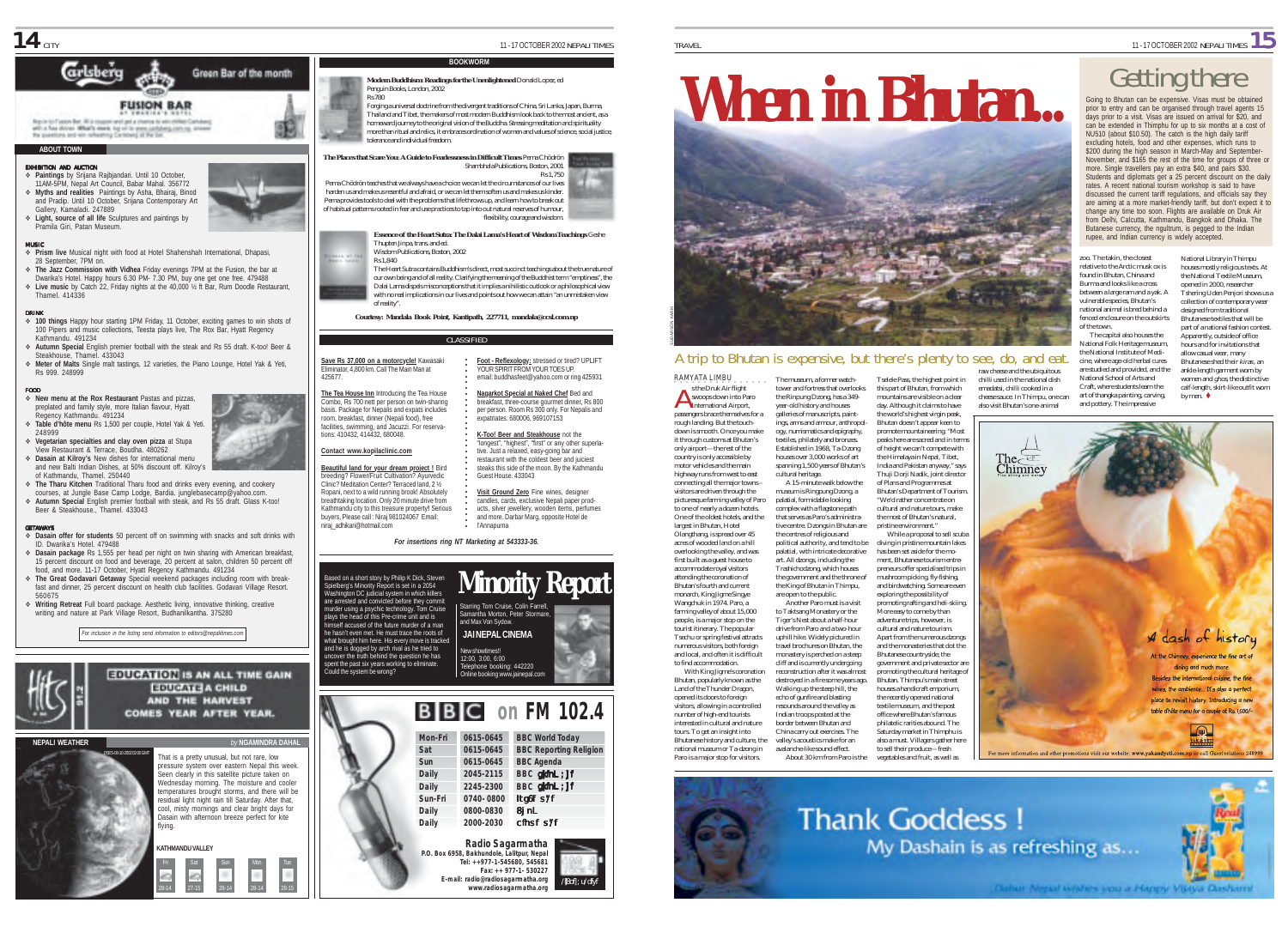## Carlsberg Green Bar of the month

**FUSION BAR**
AT DWARIKA'S HOTEL

Hop on to Fusion Bar, fill a coupon and get a chance to win chilled Carlsberg with a free dinner. **What's more**, log on to www.carlsberg.com.np, answer the questions and win refreshing Carlsberg at the bar.

## ABOUT TOWN

### EXHIBITION AND AUCTION
- **Paintings** by Srijana Rajbjandari. Until 10 October, 11AM-5PM, Nepal Art Council, Babar Mahal. 356772
- **Myths and realities** Paintings by Asha, Bhairaj, Binod and Pradip. Until 10 October, Srijana Contemporary Art Gallery, Kamaladi. 247889
- **Light, source of all life** Sculptures and paintings by Pramila Giri, Patan Museum.

### MUSIC
- **Prism live** Musical night with food at Hotel Shahenshah International, Dhapasi, 28 September, 7PM on.
- **The Jazz Commission with Vidhea** Friday evenings 7PM at the Fusion, the bar at Dwarika's Hotel. Happy hours 6.30 PM- 7.30 PM, buy one get one free. 479488
- **Live music** by Catch 22, Friday nights at the 40,000 ½ ft Bar, Rum Doodle Restaurant, Thamel. 414336

### DRINK
- **100 things** Happy hour starting 1PM Friday, 11 October, exciting games to win shots of 100 Pipers and music collections, Teesta plays live, The Rox Bar, Hyatt Regency Kathmandu. 491234
- **Autumn Special** English premier football with the steak and Rs 55 draft. K-too! Beer & Steakhouse, Thamel. 433043
- **Meter of Malts** Single malt tastings, 12 varieties, the Piano Lounge, Hotel Yak & Yeti, Rs 999. 248999

### FOOD
- **New menu at the Rox Restaurant** Pastas and pizzas, preplated and family style, more Italian flavour, Hyatt Regency Kathmandu. 491234
- **Table d'hôte menu** Rs 1,500 per couple, Hotel Yak & Yeti. 248999
- **Vegetarian specialties and clay oven pizza** at Stupa View Restaurant & Terrace, Boudha. 480262
- **Dasain at Kilroy's** New dishes for international menu and new Balti Indian Dishes, at 50% discount off. Kilroy's of Kathmandu, Thamel. 250440
- **The Tharu Kitchen** Traditional Tharu food and drinks every evening, and cookery courses, at Jungle Base Camp Lodge, Bardia. junglebasecamp@yahoo.com.
- **Autumn Special** English premier football with steak, and Rs 55 draft. Glass K-too! Beer & Steakhouse., Thamel. 433043

### GETAWAYS
- **Discount offer for students** 50 percent off on swimming with snacks and soft drinks with ID. Dwarika's Hotel. 479488
- **Dasain package** Rs 1,555 per head per night on twin sharing with American breakfast, 15 percent discount on food and beverage, 20 percent at salon, children 50 percent off food, and more. 11-17 October, Hyatt Regency Kathmandu. 491234
- **The Great Godavari Getaway** Special weekend packages including room with breakfast and dinner, 25 percent discount on health club facilities. Godavari Village Resort. 560675
- **Writing Retreat** Full board package. Aesthetic living, innovative thinking, creative writing and nature at Park Village Resort, Budhanilkantha. 375280

*For inclusion in the listing send information to editors@nepalitimes.com*

**Hits 91.2** — EDUCATION IS AN ALL TIME GAIN. EDUCATE A CHILD AND THE HARVEST COMES YEAR AFTER YEAR.

## NEPALI WEATHER
*by NGAMINDRA DAHAL*

That is a pretty unusual, but not rare, low pressure system over eastern Nepal this week. Seen clearly in this satellite picture taken on Wednesday morning. The moisture and cooler temperatures brought storms, and there will be residual light night rain till Saturday. After that, cool, misty mornings and clear bright days for Dasain with afternoon breeze perfect for kite flying.

**KATHMANDU VALLEY**

| Fri | Sat | Sun | Mon | Tue |
|---|---|---|---|---|
| 28-14 | 27-15 | 28-14 | 28-14 | 28-15 |

## BOOKWORM

**Modern Buddhism: Readings for the Unenlightened** Donald Lopez, ed
Penguin Books, London, 2002
Rs780
Forging a universal doctrine from the divergent traditions of China, Sri Lanka, Japan, Burma, Thailand and Tibet, the makers of most modern Buddhism look back to the most ancient, as a homeward journey to the original vision of the Buddha. Stressing meditation and spirituality more than ritual and relics, it embraces ordination of women and values of science, social justice, tolerance and individual freedom.

**The Places that Scare You: A Guide to Fearlessness in Difficult Times** Pema Chödrön
Shambhala Publications, Boston, 2001
Rs 1,750
Pema Chödrön teaches that we always have a choice: we can let the circumstances of our lives harden us and make us resentful and afraid, or we can let them soften us and make us kinder. Pema provides tools to deal with the problems that life throws up, and learn how to break out of habitual patterns rooted in fear and use practices to tap into our natural reserves of humour, flexibility, courage and wisdom.

**Essence of the Heart Sutra: The Dalai Lama's Heart of Wisdom Teachings** Geshe Thupten Jinpa, trans. and ed.
Wisdom Publications, Boston, 2002
Rs 1,840
The Heart Sutra contains Buddhism's direct, most succinct teachings about the true nature of our own being and of all reality. Clarifying the meaning of the Buddhist term "emptiness", the Dalai Lama dispels misconceptions that it implies a nihilistic outlook or a philosophical view with no real implications in our lives and points out how we can attain "an unmistaken view of reality".

*Courtesy: Mandala Book Point, Kantipath, 227711, mandala@ccsl.com.np*

## CLASSIFIED

**Save Rs 37,000 on a motorcycle!** Kawasaki Eliminator, 4,800 km. Call The Main Man at 425677.

**The Tea House Inn** Introducing the Tea House Combo, Rs 700 nett per person on twin-sharing basis. Package for Nepalis and expats includes room, breakfast, dinner (Nepali food), free facilities, swimming, and Jacuzzi. For reservations: 410432, 414432, 680048.

**Contact www.kopilaclinic.com**

**Beautiful land for your dream project!** Bird breeding? Flower/Fruit Cultivation? Ayurvedic Clinic? Meditation Center? Terraced land, 2 ½ Ropani, next to a wild running brook! Absolutely breathtaking location. Only 20 minute drive from Kathmandu city to this treasure property! Serious buyers, Please call : Niraj 981024067 Email: niraj_adhikari@hotmail.com

**Foot - Reflexology:** stressed or tired? UPLIFT YOUR SPIRIT FROM YOUR TOES UP. email: buddhasfeet@yahoo.com or ring 425931

**Nagarkot Special at Naked Chef** Bed and breakfast, three-course gourmet dinner, Rs 800 per person. Room Rs 300 only. For Nepalis and expatriates. 680006, 969107153

**K-Too! Beer and Steakhouse** not the "longest", "highest", "first" or any other superlative. Just a relaxed, easy-going bar and restaurant with the coldest beer and juiciest steaks this side of the moon. By the Kathmandu Guest House. 433043

**Visit Ground Zero** Fine wines, designer candles, cards, exclusive Nepali paper products, silver jewellery, wooden items, perfumes and more. Darbar Marg, opposite Hotel de l'Annapurna

*For insertions ring NT Marketing at 543333-36.*

## Minority Report

Based on a short story by Philip K Dick, Steven Spielberg's Minority Report is set in a 2054 Washington DC judicial system in which killers are arrested and convicted before they commit murder using a psychic technology. Tom Cruise plays the head of this Pre-crime unit and is himself accused of the future murder of a man he hasn't even met. He must trace the roots of what brought him here. His every move is tracked and he is dogged by arch rival as he tried to uncover the truth behind the question he has spent the past six years working to eliminate. Could the system be wrong?

Starring Tom Cruise, Colin Farrell, Samantha Morton, Peter Stormare, and Max Von Sydow.

**JAI NEPAL CINEMA**
New showtimes!!
12:00, 3:00, 6:00
Telephone booking: 442220
Online booking www.jainepal.com

## BBC on FM 102.4

| | | |
|---|---|---|
| Mon-Fri | 0615-0645 | BBC World Today |
| Sat | 0615-0645 | BBC Reporting Religion |
| Sun | 0615-0645 | BBC Agenda |
| Daily | 2045-2115 | BBC नेपाली सेवा |
| Daily | 2245-2300 | BBC नेपाली सेवा |
| Sun-Fri | 0740-0800 | वातावरण |
| Daily | 0800-0830 | सूचना |
| Daily | 2000-2030 | खबरहरू |

**Radio Sagarmatha**
P.O. Box 6958, Bakhundole, Lalitpur, Nepal
Tel: ++977-1-545680, 545681
Fax: ++ 977-1- 530227
E-mail: radio@radiosagarmatha.org
www.radiosagarmatha.org

# When in Bhutan...

## A trip to Bhutan is expensive, but there's plenty to see, do, and eat.

RAMYATA LIMBU

As the Druk Air flight swoops down into Paro International Airport, passengers brace themselves for a rough landing. But the touch-down is smooth. Once you make it through customs at Bhutan's only airport—the rest of the country is only accessible by motor vehicles and the main highway runs from west to east connecting all the major towns—visitors are driven through the picturesque farming valley of Paro to one of nearly a dozen hotels. One of the oldest hotels, and the largest in Bhutan, Hotel Olangthang, is spread over 45 acres of wooded land on a hill overlooking the valley, and was first built as a guest house to accommodate royal visitors attending the coronation of Bhutan's fourth and current monarch, King Jigme Singye Wangchuk in 1974. Paro, a farming valley of about 15,000 people, is a major stop on the tourist itinerary. The popular Tsechu or spring festival attracts numerous visitors, both foreign and local, and often it is difficult to find accommodation.

With King Jigme's coronation Bhutan, popularly known as the Land of the Thunder Dragon, opened its doors to foreign visitors, allowing in a controlled number of high-end tourists interested in cultural and nature tours. To get an insight into Bhutanese history and culture, the national museum or Ta-dzong in Paro is a major stop for visitors. The museum, a former watch-tower and fortress that overlooks the Rinpung Dzong, has a 349-year-old history and houses galleries of manuscripts, paintings, arms and armour, anthropology, numismatics and epigraphy, textiles, philately and bronzes. Established in 1968, Ta-Dzong houses over 3,000 works of art spanning 1,500 years of Bhutan's cultural heritage.

A 15-minute walk below the museum is Ringpung Dzong, a palatial, formidable-looking complex with a flagstone path that serves as Paro's administrative centre. Dzongs in Bhutan are the centres of religious and political authority, and tend to be palatial, with intricate decorative art. All dzongs, including the Trashichodzong, which houses the government and the throne of the King of Bhutan in Thimpu, are open to the public.

Another Paro must is a visit to Taktsang Monastery or the Tiger's Nest about a half-hour drive from Paro and a two-hour uphill hike. Widely pictured in travel brochures on Bhutan, the monastery is perched on a steep cliff and is currently undergoing reconstruction after it was almost destroyed in a fire some years ago. Walking up the steep hill, the echo of gunfire and blasting resounds around the valley as Indian troops posted at the border between Bhutan and China carry out exercises. The valley's acoustics make for an avalanche-like sound effect.

About 30 km from Paro is the Tselele Pass, the highest point in this part of Bhutan, from which mountains are visible on a clear day. Although it claims to have the world's highest virgin peak, Bhutan doesn't appear keen to promote mountaineering. "Most peaks here are sacred and in terms of height we can't compete with the Himalaya in Nepal, Tibet, India and Pakistan anyway," says Thuji Dorji Nadik, joint director of Plans and Programmes at Bhutan's Department of Tourism. "We'd rather concentrate on cultural and nature tours, make the most of Bhutan's natural, pristine environment."

While a proposal to sell scuba diving in pristine mountain lakes has been set aside for the moment, Bhutanese tourism entrepreneurs offer specialised trips in mushroom picking, fly-fishing, and birdwatching. Some are even exploring the possibility of promoting rafting and heli-skiing. More easy to come by than adventure trips, however, is cultural and nature tourism. Apart from the numerous dzongs and the monasteries that dot the Bhutanese countryside, the government and private sector are promoting the cultural heritage of Bhutan. Thimpu's main street houses a handicraft emporium, the recently opened national textile museum, and the post office where Bhutan's famous philatelic rarities abound. The Saturday market in Thimphu is also a must. Villagers gather here to sell their produce—fresh vegetables and fruit, as well as raw cheese and the ubiquitous chilli used in the national dish emadatsi, chilli cooked in a cheese sauce. In Thimpu, one can also visit Bhutan's one-animal zoo. The takin, the closest relative to the Arctic musk ox is found in Bhutan, China and Burma and looks like a cross between a large ram and a yak. A vulnerable species, Bhutan's national animal is bred behind a fenced enclosure on the outskirts of the town.

The capital also houses the National Folk Heritage museum, the National Institute of Medicine, where age-old herbal cures are studied and provided, and the National School of Arts and Craft, where students learn the art of thangka painting, carving, and pottery. The impressive National Library in Thimpu houses mostly religious texts. At the National Textile Museum, opened in 2000, researcher Tshering Uden Penjori shows us a collection of contemporary wear designed from traditional Bhutanese textiles that will be part of a national fashion contest. Apparently, outside of office hours and for invitations that allow casual wear, many Bhutanese shed their *kiras*, an ankle-length garment worn by women and *ghos*, the distinctive calf-length, skirt-like outfit worn by men. ♦

## Getting there

Going to Bhutan can be expensive. Visas must be obtained prior to entry and can be organised through travel agents 15 days prior to a visit. Visas are issued on arrival for $20, and can be extended in Thimphu for up to six months at a cost of NU510 (about $10.50). The catch is the high daily tariff excluding hotels, food and other expenses, which runs to $200 during the high season in March-May and September-November, and $165 the rest of the time for groups of three or more. Single travellers pay an extra $40, and pairs $30. Students and diplomats get a 25 percent discount on the daily rates. A recent national tourism workshop is said to have discussed the current tariff regulations, and officials say they are aiming at a more market-friendly tariff, but don't expect it to change any time too soon. Flights are available on Druk Air from Delhi, Calcutta, Kathmandu, Bangkok and Dhaka. The Butanese currency, the ngultrum, is pegged to the Indian rupee, and Indian currency is widely accepted.

**The Chimney** — A dash of history
At the Chimney, experience the fine art of dining and much more. Besides the international cuisine, the fine wines, the ambience... It's also a perfect place to revisit history. Introducing a new table d'hôte menu for a couple at Rs. 1500/-
For more information and other promotions visit our website: www.yakandyeti.com.np or call Guest relations 248999

**Thank Goddess ! My Dashain is as refreshing as...**
Dabur Nepal wishes you a Happy Vijaya Dashami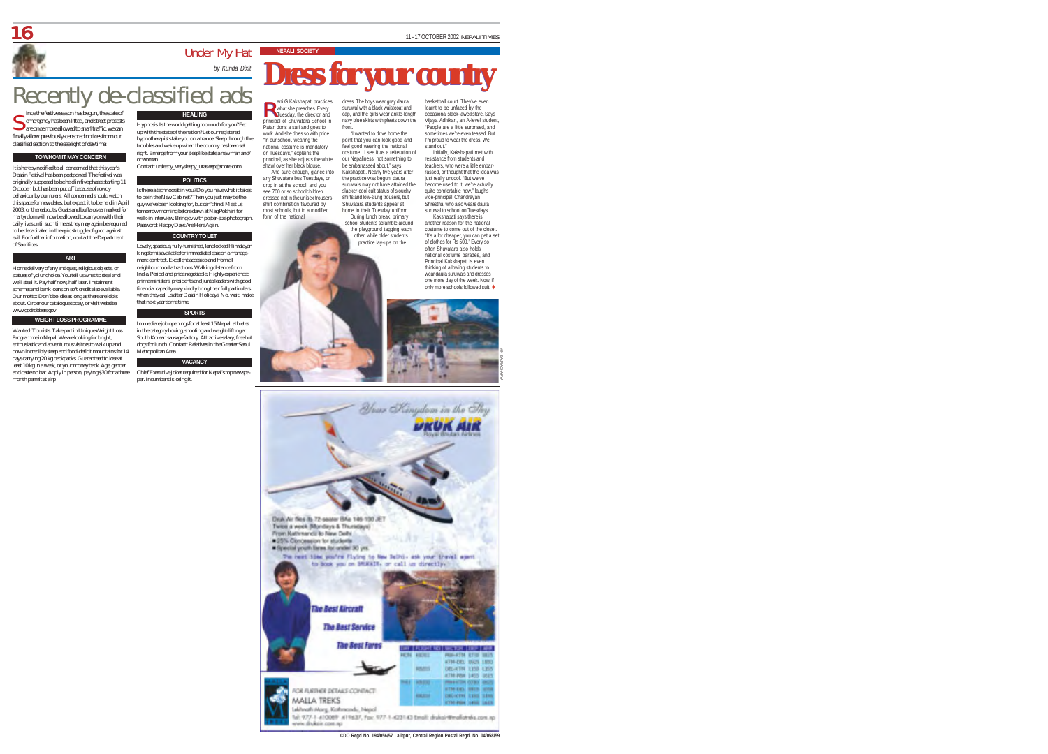## Under My Hat

*by Kunda Dixit*

# Recently de-classified ads

Since the festive season has begun, the state of emergency has been lifted, and street protests are once more allowed to snarl traffic, we can finally allow previously-censored notices from our classified section to the see light of daytime:

### TO WHOM IT MAY CONCERN

It is hereby notified to all concerned that this year's Dasain Festival has been postponed. The festival was originally supposed to be held in five phases starting 11 October, but has been put off because of rowdy behaviour by our rulers. All concerned should watch this space for new dates, but expect it to be held in April 2003, or thereabouts. Goats and buffaloes earmarked for martyrdom will now be allowed to carry on with their daily lives until such time as they may again be required to be decapitated in the epic struggle of good against evil. For further information, contact the Department of Sacrifices.

### ART

Home delivery of any antiques, religious objects, or statues of your choice. You tell us what to steal and we'll steal it. Pay half now, half later. Instalment schemes and bank loans on soft credit also available. Our motto: Don't be idle as long as there are idols about. Order our catalogue today, or visit website: www.godrobbers.gov

### WEIGHT LOSS PROGRAMME

Wanted: Tourists. Take part in Unique Weight Loss Programme in Nepal. We are looking for bright, enthusiastic and adventurous visitors to walk up and down incredibly steep and food-deficit mountains for 14 days carrying 20 kg backpacks. Guaranteed to lose at least 10 kg in a week, or your money back. Age, gender and caste no bar. Apply in person, paying $30 for a three month permit at airp

### HEALING

Hypnosis. Is the world getting too much for you? Fed up with the state of the nation? Let our registered hypnotherapists take you on a trance. Sleep through the troubles and wake up when the country has been set right. Emerge from your sleep like state a new man and/or woman.
Contact: unleepy_verysleepy_uraleep@snore.com

### POLITICS

Is there a technocrat in you? Do you have what it takes to be in the New Cabinet? Then you just may be the guy we've been looking for, but can't find. Meet us tomorrow morning before dawn at Nag Pokhari for walk-in interview. Bring cv with poster-size photograph. Password: Happy Days Are Here Again.

### COUNTRY TO LET

Lovely, spacious, fully-furnished, landlocked Himalayan kingdom is available for immediate lease on a management contract. Excellent access to and from all neighbourhood attractions. Walking distance from India. Period and price negotiable. Highly experienced prime ministers, presidents and junta leaders with good financial capacity may kindly bring their full particulars when they call us after Dasain Holidays. No, wait, make that next year sometime.

### SPORTS

Immediate job openings for at least 15 Nepali athletes in the category boxing, shooting and weight-lifting at South Korean sausage factory. Attractive salary, free hot dogs for lunch. Contact: Relatives in the Greater Seoul Metropolitan Area.

### VACANCY

Chief Executive Joker required for Nepal's top newspaper. Incumbent is losing it.

---

NEPALI SOCIETY

# Dress for your country

Rani G Kakshapati practices what she preaches. Every Tuesday, the director and principal of Shuvatara School in Patan dons a sari and goes to work. And she does so with pride. "In our school, wearing the national costume is mandatory on Tuesdays," explains the principal, as she adjusts the white shawl over her black blouse.

And sure enough, glance into any Shuvatara bus Tuesdays, or drop in at the school, and you see 700 or so schoolchildren dressed not in the unisex trousers-shirt combination favoured by most schools, but in a modified form of the national dress. The boys wear gray daura suruwal with a black waistcoat and cap, and the girls wear ankle-length navy blue skirts with pleats down the front.

"I wanted to drive home the point that you can look good and feel good wearing the national costume. I see it as a reiteration of our Nepaliness, not something to be embarrassed about," says Kakshapati. Nearly five years after the practice was begun, daura suruwals may not have attained the slacker-cool cult status of slouchy shirts and low-slung trousers, but Shuvatara students appear at home in their Tuesday uniform.

During lunch break, primary school students scramble around the playground tagging each other, while older students practice lay-ups on the basketball court. They've even learnt to be unfazed by the occasional slack-jawed stare. Says Vijaya Adhikari, an A-level student, "People are a little surprised, and sometimes we're even teased. But I'm proud to wear the dress. We stand out."

Initially, Kakshapati met with resistance from students and teachers, who were a little embarrassed, or thought that the idea was just really uncool. "But we've become used to it, we're actually quite comfortable now," laughs vice-principal Chandrayan Shrestha, who also wears daura suruwal to school on Tuesdays.

Kakshapati says there is another reason for the national costume to come out of the closet. "It's a lot cheaper, you can get a set of clothes for Rs 500." Every so often Shuvatara also holds national costume parades, and Principal Kakshapati is even thinking of allowing students to wear daura suruwals and dresses one more day of the week. Now, if only more schools followed suit. ♦

MIN BAJRACHARYA

---

*Your Kingdom in the Sky*

# DRUK AIR

Royal Bhutan Airlines

Druk Air flies its 72-seater BAe 146-100 JET
Twice a week (Mondays & Thursdays)
From Kathmandu to New Delhi

- 25% Concession for students
- Special youth fares for under 30 yrs.

The next time you're flying to New Delhi - ask your travel agent to book you on DRUKAIR, or call us directly.

**The Best Aircraft**

**The Best Service**

**The Best Fares**

| DAY | FLIGHT NO | SECTOR | DEP | ARR |
|---|---|---|---|---|
| MON | KB202 | PBH-KTM | 0730 | 0825 |
| | | KTM-DEL | 0925 | 1050 |
| | KB203 | DEL-KTM | 1150 | 1355 |
| | | KTM-PBH | 1455 | 1615 |
| THU | KB202 | PBH-KTM | 0730 | 0825 |
| | | KTM-DEL | 0915 | 1050 |
| | KB203 | DEL-KTM | 1150 | 1355 |
| | | KTM-PBH | 1450 | 1615 |

FOR FURTHER DETAILS CONTACT:

MALLA TREKS

Lekhnath Marg, Kathmandu, Nepal

Tel: 977-1-410089, 419637, Fax: 977-1-423143 Email: drukair@mallatreks.com.np
www.drukair.com.np

CDO Regd No. 194/056/57 Lalitpur, Central Region Postal Regd. No. 04/058/59